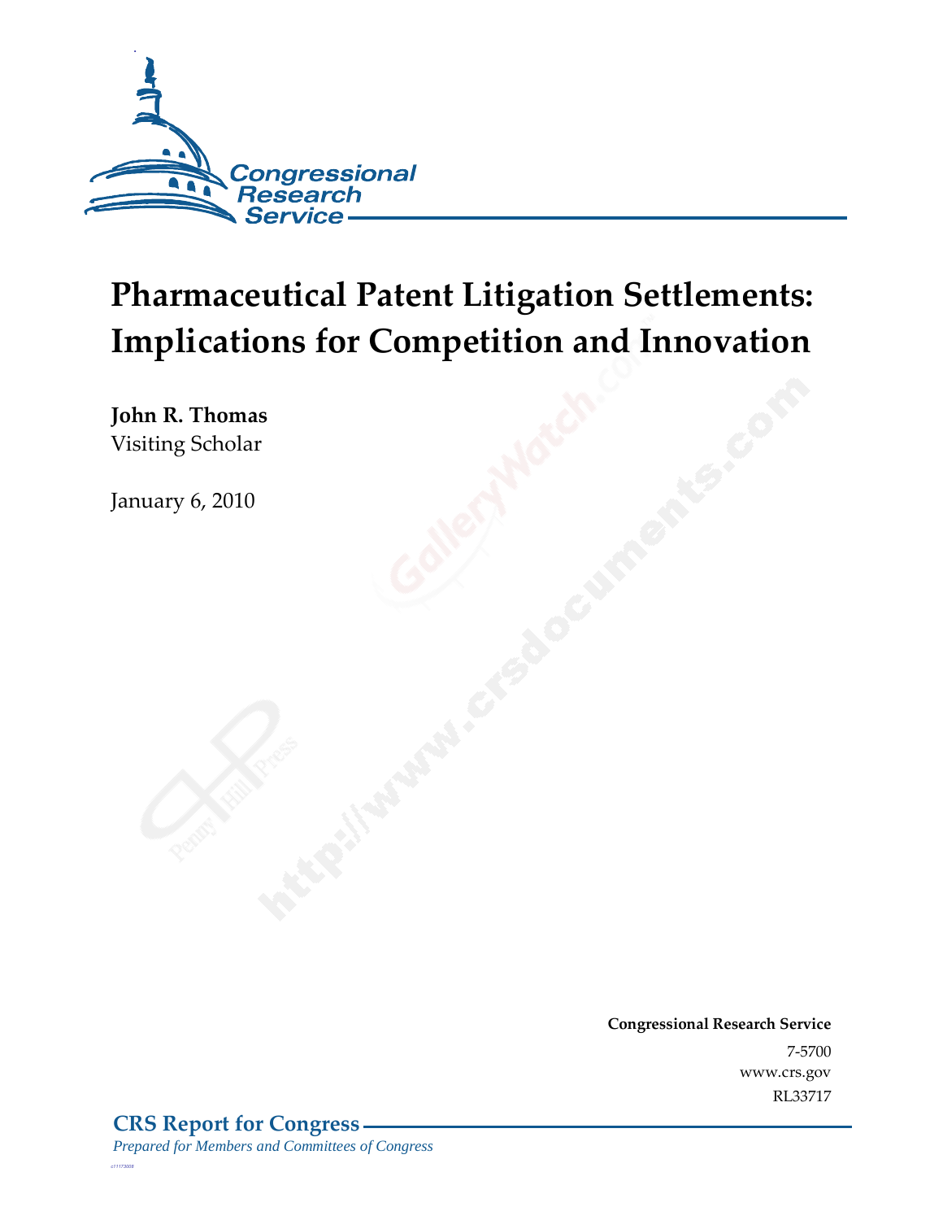# Pharmaceutical Patent Litigation Settlements: Implications for Competition and Innovation

**John R. Thomas**
Visiting Scholar

January 6, 2010

**Congressional Research Service**
7-5700
www.crs.gov
RL33717

**CRS Report for Congress**
*Prepared for Members and Committees of Congress*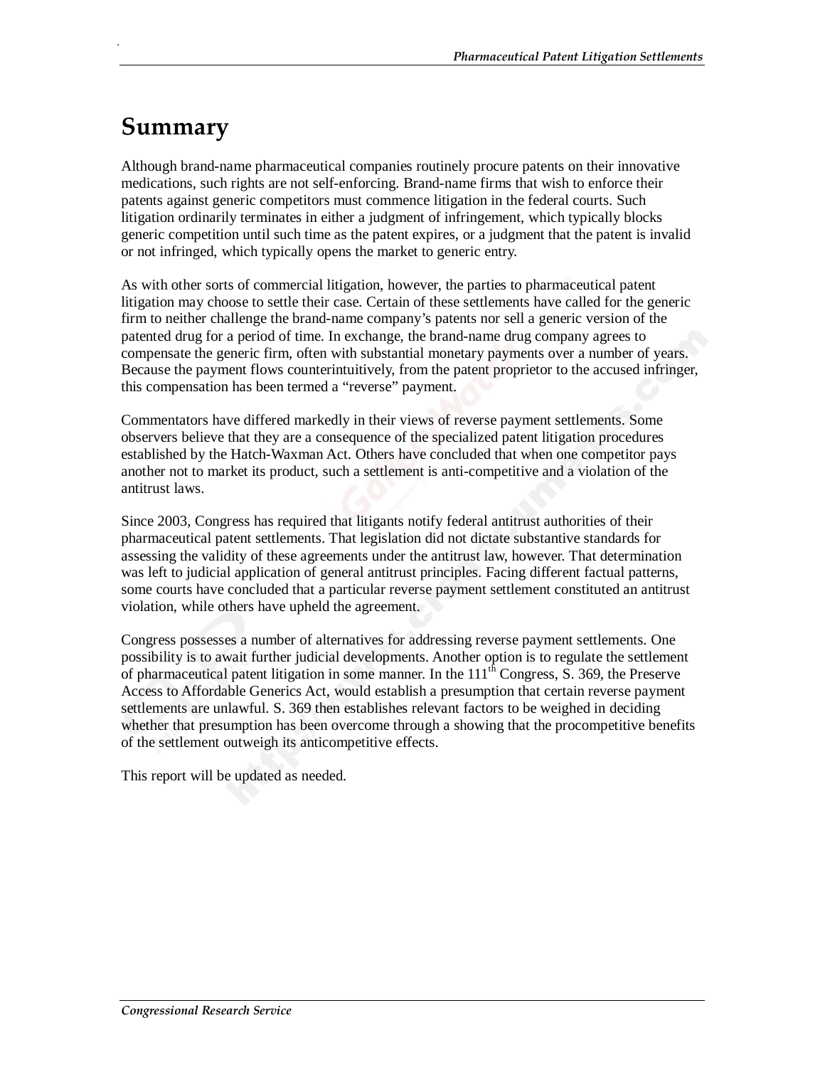# Summary

Although brand-name pharmaceutical companies routinely procure patents on their innovative medications, such rights are not self-enforcing. Brand-name firms that wish to enforce their patents against generic competitors must commence litigation in the federal courts. Such litigation ordinarily terminates in either a judgment of infringement, which typically blocks generic competition until such time as the patent expires, or a judgment that the patent is invalid or not infringed, which typically opens the market to generic entry.

As with other sorts of commercial litigation, however, the parties to pharmaceutical patent litigation may choose to settle their case. Certain of these settlements have called for the generic firm to neither challenge the brand-name company's patents nor sell a generic version of the patented drug for a period of time. In exchange, the brand-name drug company agrees to compensate the generic firm, often with substantial monetary payments over a number of years. Because the payment flows counterintuitively, from the patent proprietor to the accused infringer, this compensation has been termed a "reverse" payment.

Commentators have differed markedly in their views of reverse payment settlements. Some observers believe that they are a consequence of the specialized patent litigation procedures established by the Hatch-Waxman Act. Others have concluded that when one competitor pays another not to market its product, such a settlement is anti-competitive and a violation of the antitrust laws.

Since 2003, Congress has required that litigants notify federal antitrust authorities of their pharmaceutical patent settlements. That legislation did not dictate substantive standards for assessing the validity of these agreements under the antitrust law, however. That determination was left to judicial application of general antitrust principles. Facing different factual patterns, some courts have concluded that a particular reverse payment settlement constituted an antitrust violation, while others have upheld the agreement.

Congress possesses a number of alternatives for addressing reverse payment settlements. One possibility is to await further judicial developments. Another option is to regulate the settlement of pharmaceutical patent litigation in some manner. In the 111th Congress, S. 369, the Preserve Access to Affordable Generics Act, would establish a presumption that certain reverse payment settlements are unlawful. S. 369 then establishes relevant factors to be weighed in deciding whether that presumption has been overcome through a showing that the procompetitive benefits of the settlement outweigh its anticompetitive effects.

This report will be updated as needed.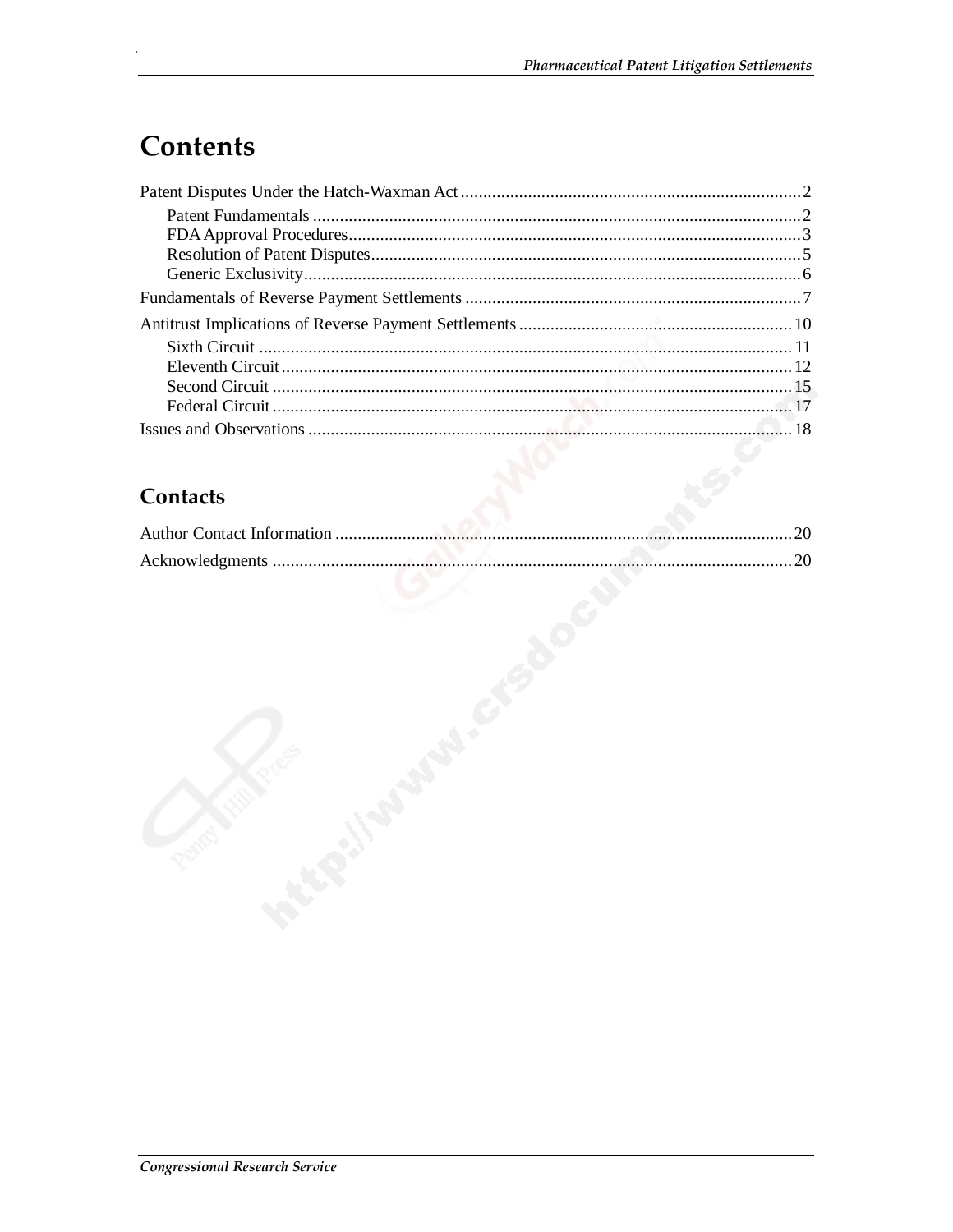# Contents

Patent Disputes Under the Hatch-Waxman Act .......... 2
- Patent Fundamentals .......... 2
- FDA Approval Procedures .......... 3
- Resolution of Patent Disputes .......... 5
- Generic Exclusivity .......... 6

Fundamentals of Reverse Payment Settlements .......... 7

Antitrust Implications of Reverse Payment Settlements .......... 10
- Sixth Circuit .......... 11
- Eleventh Circuit .......... 12
- Second Circuit .......... 15
- Federal Circuit .......... 17

Issues and Observations .......... 18

## Contacts

Author Contact Information .......... 20

Acknowledgments .......... 20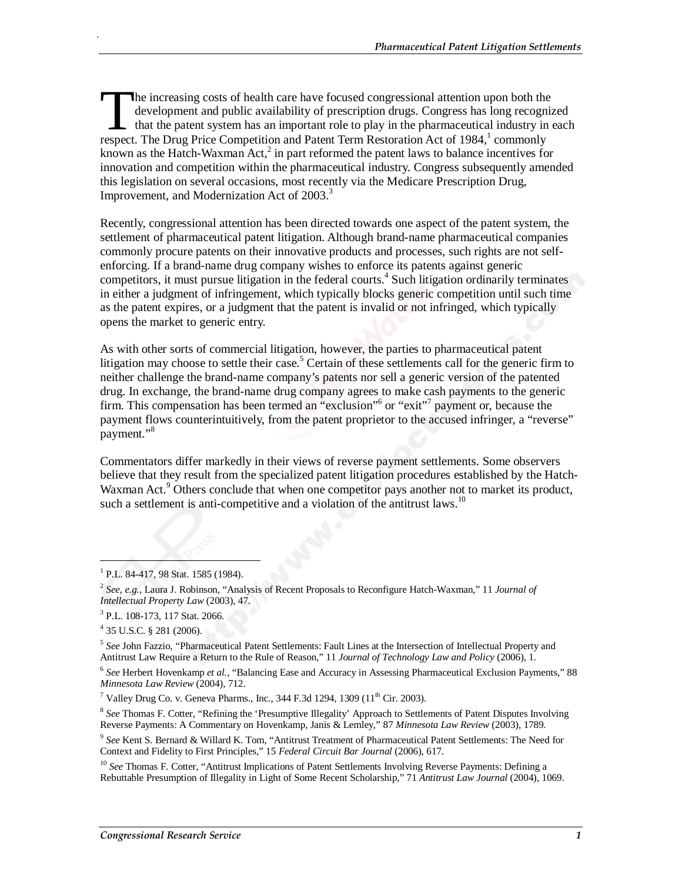The increasing costs of health care have focused congressional attention upon both the development and public availability of prescription drugs. Congress has long recognized that the patent system has an important role to play in the pharmaceutical industry in each respect. The Drug Price Competition and Patent Term Restoration Act of 1984,[1] commonly known as the Hatch-Waxman Act,[2] in part reformed the patent laws to balance incentives for innovation and competition within the pharmaceutical industry. Congress subsequently amended this legislation on several occasions, most recently via the Medicare Prescription Drug, Improvement, and Modernization Act of 2003.[3]

Recently, congressional attention has been directed towards one aspect of the patent system, the settlement of pharmaceutical patent litigation. Although brand-name pharmaceutical companies commonly procure patents on their innovative products and processes, such rights are not self-enforcing. If a brand-name drug company wishes to enforce its patents against generic competitors, it must pursue litigation in the federal courts.[4] Such litigation ordinarily terminates in either a judgment of infringement, which typically blocks generic competition until such time as the patent expires, or a judgment that the patent is invalid or not infringed, which typically opens the market to generic entry.

As with other sorts of commercial litigation, however, the parties to pharmaceutical patent litigation may choose to settle their case.[5] Certain of these settlements call for the generic firm to neither challenge the brand-name company's patents nor sell a generic version of the patented drug. In exchange, the brand-name drug company agrees to make cash payments to the generic firm. This compensation has been termed an "exclusion"[6] or "exit"[7] payment or, because the payment flows counterintuitively, from the patent proprietor to the accused infringer, a "reverse" payment."[8]

Commentators differ markedly in their views of reverse payment settlements. Some observers believe that they result from the specialized patent litigation procedures established by the Hatch-Waxman Act.[9] Others conclude that when one competitor pays another not to market its product, such a settlement is anti-competitive and a violation of the antitrust laws.[10]

---

[1] P.L. 84-417, 98 Stat. 1585 (1984).

[2] *See, e.g.*, Laura J. Robinson, "Analysis of Recent Proposals to Reconfigure Hatch-Waxman," 11 *Journal of Intellectual Property Law* (2003), 47.

[3] P.L. 108-173, 117 Stat. 2066.

[4] 35 U.S.C. § 281 (2006).

[5] *See* John Fazzio, "Pharmaceutical Patent Settlements: Fault Lines at the Intersection of Intellectual Property and Antitrust Law Require a Return to the Rule of Reason," 11 *Journal of Technology Law and Policy* (2006), 1.

[6] *See* Herbert Hovenkamp *et al.*, "Balancing Ease and Accuracy in Assessing Pharmaceutical Exclusion Payments," 88 *Minnesota Law Review* (2004), 712.

[7] Valley Drug Co. v. Geneva Pharms., Inc., 344 F.3d 1294, 1309 (11th Cir. 2003).

[8] *See* Thomas F. Cotter, "Refining the 'Presumptive Illegality' Approach to Settlements of Patent Disputes Involving Reverse Payments: A Commentary on Hovenkamp, Janis & Lemley," 87 *Minnesota Law Review* (2003), 1789.

[9] *See* Kent S. Bernard & Willard K. Tom, "Antitrust Treatment of Pharmaceutical Patent Settlements: The Need for Context and Fidelity to First Principles," 15 *Federal Circuit Bar Journal* (2006), 617.

[10] *See* Thomas F. Cotter, "Antitrust Implications of Patent Settlements Involving Reverse Payments: Defining a Rebuttable Presumption of Illegality in Light of Some Recent Scholarship," 71 *Antitrust Law Journal* (2004), 1069.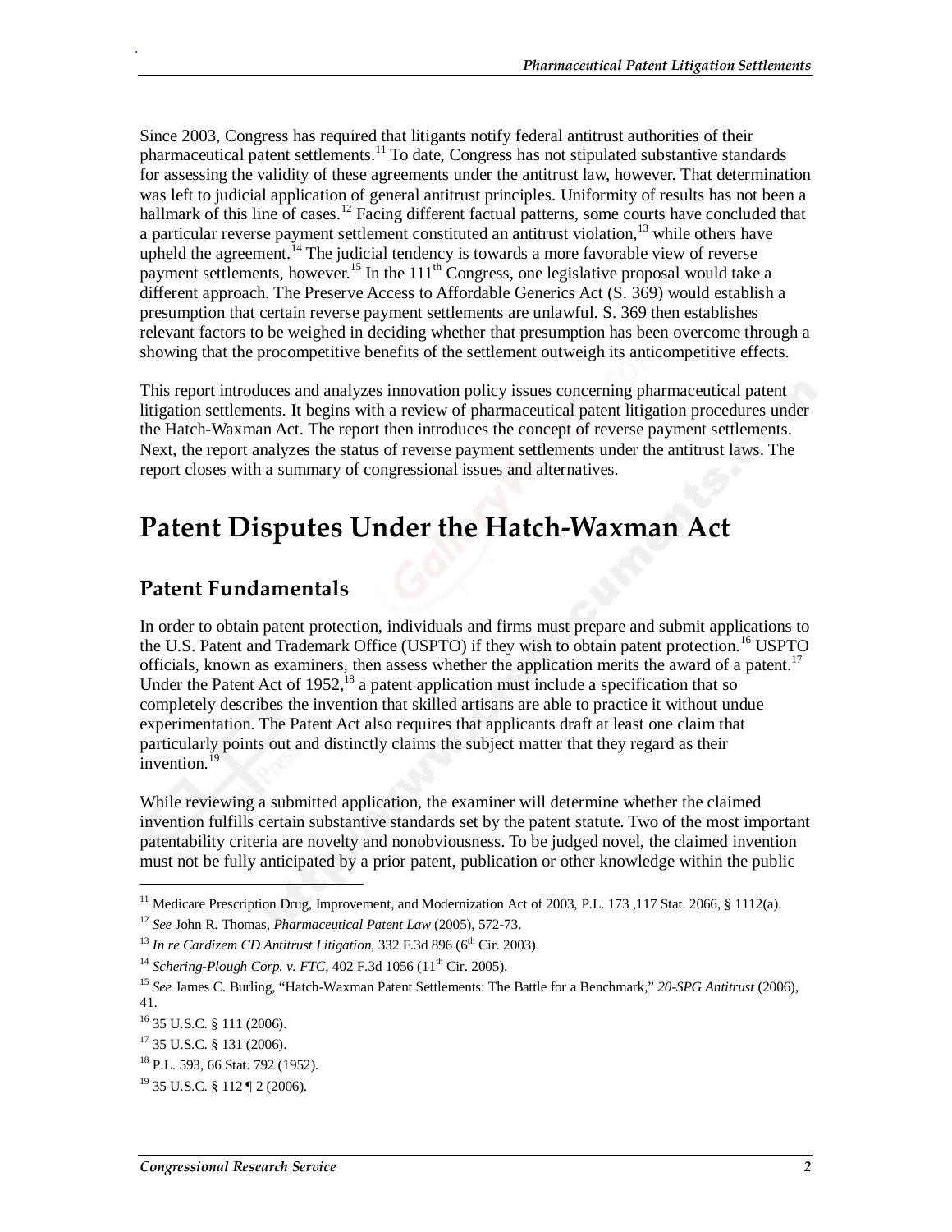Since 2003, Congress has required that litigants notify federal antitrust authorities of their pharmaceutical patent settlements.[11] To date, Congress has not stipulated substantive standards for assessing the validity of these agreements under the antitrust law, however. That determination was left to judicial application of general antitrust principles. Uniformity of results has not been a hallmark of this line of cases.[12] Facing different factual patterns, some courts have concluded that a particular reverse payment settlement constituted an antitrust violation,[13] while others have upheld the agreement.[14] The judicial tendency is towards a more favorable view of reverse payment settlements, however.[15] In the 111th Congress, one legislative proposal would take a different approach. The Preserve Access to Affordable Generics Act (S. 369) would establish a presumption that certain reverse payment settlements are unlawful. S. 369 then establishes relevant factors to be weighed in deciding whether that presumption has been overcome through a showing that the procompetitive benefits of the settlement outweigh its anticompetitive effects.

This report introduces and analyzes innovation policy issues concerning pharmaceutical patent litigation settlements. It begins with a review of pharmaceutical patent litigation procedures under the Hatch-Waxman Act. The report then introduces the concept of reverse payment settlements. Next, the report analyzes the status of reverse payment settlements under the antitrust laws. The report closes with a summary of congressional issues and alternatives.

# Patent Disputes Under the Hatch-Waxman Act

## Patent Fundamentals

In order to obtain patent protection, individuals and firms must prepare and submit applications to the U.S. Patent and Trademark Office (USPTO) if they wish to obtain patent protection.[16] USPTO officials, known as examiners, then assess whether the application merits the award of a patent.[17] Under the Patent Act of 1952,[18] a patent application must include a specification that so completely describes the invention that skilled artisans are able to practice it without undue experimentation. The Patent Act also requires that applicants draft at least one claim that particularly points out and distinctly claims the subject matter that they regard as their invention.[19]

While reviewing a submitted application, the examiner will determine whether the claimed invention fulfills certain substantive standards set by the patent statute. Two of the most important patentability criteria are novelty and nonobviousness. To be judged novel, the claimed invention must not be fully anticipated by a prior patent, publication or other knowledge within the public

---

[11] Medicare Prescription Drug, Improvement, and Modernization Act of 2003, P.L. 173 ,117 Stat. 2066, § 1112(a).

[12] *See* John R. Thomas, *Pharmaceutical Patent Law* (2005), 572-73.

[13] *In re Cardizem CD Antitrust Litigation*, 332 F.3d 896 (6th Cir. 2003).

[14] *Schering-Plough Corp. v. FTC*, 402 F.3d 1056 (11th Cir. 2005).

[15] *See* James C. Burling, "Hatch-Waxman Patent Settlements: The Battle for a Benchmark," *20-SPG Antitrust* (2006), 41.

[16] 35 U.S.C. § 111 (2006).

[17] 35 U.S.C. § 131 (2006).

[18] P.L. 593, 66 Stat. 792 (1952).

[19] 35 U.S.C. § 112 ¶ 2 (2006).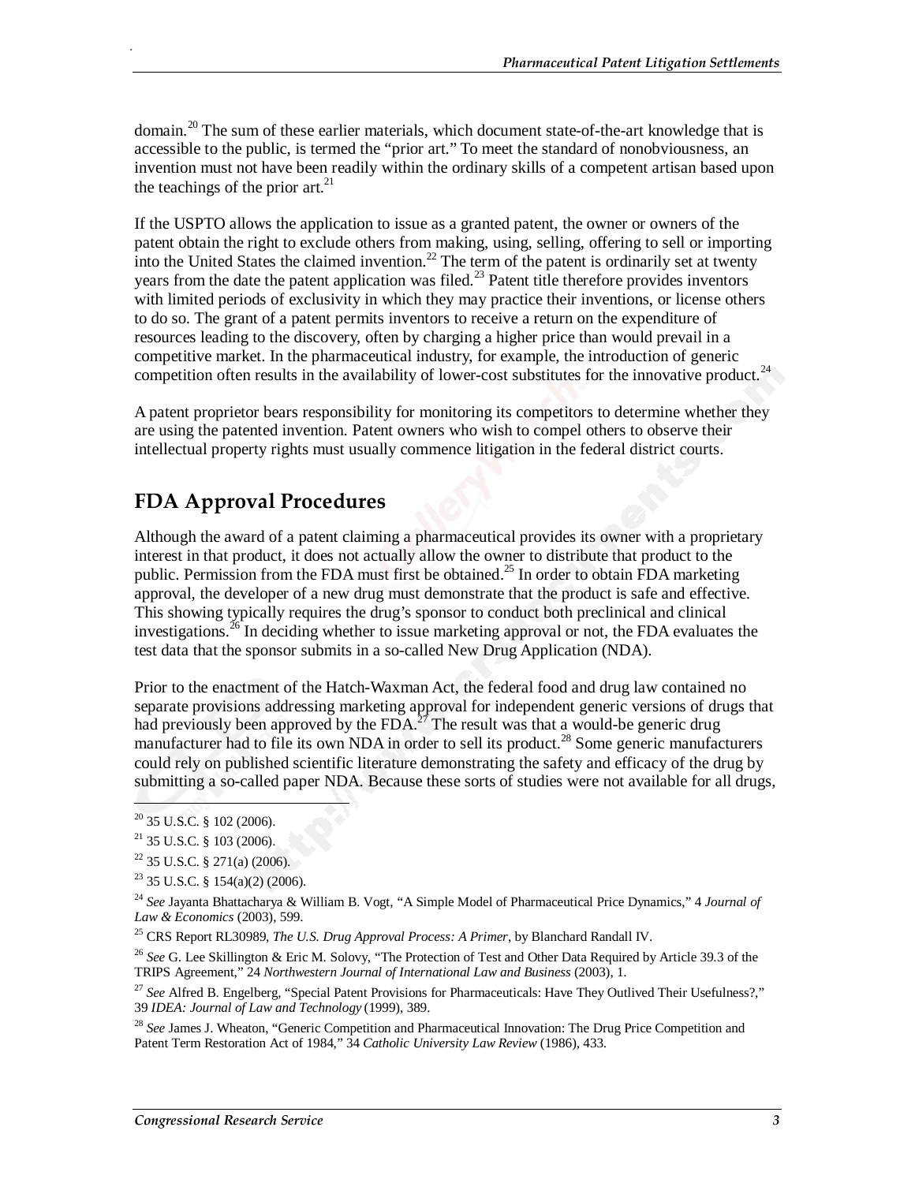domain.[20] The sum of these earlier materials, which document state-of-the-art knowledge that is accessible to the public, is termed the "prior art." To meet the standard of nonobviousness, an invention must not have been readily within the ordinary skills of a competent artisan based upon the teachings of the prior art.[21]

If the USPTO allows the application to issue as a granted patent, the owner or owners of the patent obtain the right to exclude others from making, using, selling, offering to sell or importing into the United States the claimed invention.[22] The term of the patent is ordinarily set at twenty years from the date the patent application was filed.[23] Patent title therefore provides inventors with limited periods of exclusivity in which they may practice their inventions, or license others to do so. The grant of a patent permits inventors to receive a return on the expenditure of resources leading to the discovery, often by charging a higher price than would prevail in a competitive market. In the pharmaceutical industry, for example, the introduction of generic competition often results in the availability of lower-cost substitutes for the innovative product.[24]

A patent proprietor bears responsibility for monitoring its competitors to determine whether they are using the patented invention. Patent owners who wish to compel others to observe their intellectual property rights must usually commence litigation in the federal district courts.

## FDA Approval Procedures

Although the award of a patent claiming a pharmaceutical provides its owner with a proprietary interest in that product, it does not actually allow the owner to distribute that product to the public. Permission from the FDA must first be obtained.[25] In order to obtain FDA marketing approval, the developer of a new drug must demonstrate that the product is safe and effective. This showing typically requires the drug's sponsor to conduct both preclinical and clinical investigations.[26] In deciding whether to issue marketing approval or not, the FDA evaluates the test data that the sponsor submits in a so-called New Drug Application (NDA).

Prior to the enactment of the Hatch-Waxman Act, the federal food and drug law contained no separate provisions addressing marketing approval for independent generic versions of drugs that had previously been approved by the FDA.[27] The result was that a would-be generic drug manufacturer had to file its own NDA in order to sell its product.[28] Some generic manufacturers could rely on published scientific literature demonstrating the safety and efficacy of the drug by submitting a so-called paper NDA. Because these sorts of studies were not available for all drugs,

---

[20] 35 U.S.C. § 102 (2006).

[21] 35 U.S.C. § 103 (2006).

[22] 35 U.S.C. § 271(a) (2006).

[23] 35 U.S.C. § 154(a)(2) (2006).

[24] *See* Jayanta Bhattacharya & William B. Vogt, "A Simple Model of Pharmaceutical Price Dynamics," 4 *Journal of Law & Economics* (2003), 599.

[25] CRS Report RL30989, *The U.S. Drug Approval Process: A Primer*, by Blanchard Randall IV.

[26] *See* G. Lee Skillington & Eric M. Solovy, "The Protection of Test and Other Data Required by Article 39.3 of the TRIPS Agreement," 24 *Northwestern Journal of International Law and Business* (2003), 1.

[27] *See* Alfred B. Engelberg, "Special Patent Provisions for Pharmaceuticals: Have They Outlived Their Usefulness?," 39 *IDEA: Journal of Law and Technology* (1999), 389.

[28] *See* James J. Wheaton, "Generic Competition and Pharmaceutical Innovation: The Drug Price Competition and Patent Term Restoration Act of 1984," 34 *Catholic University Law Review* (1986), 433.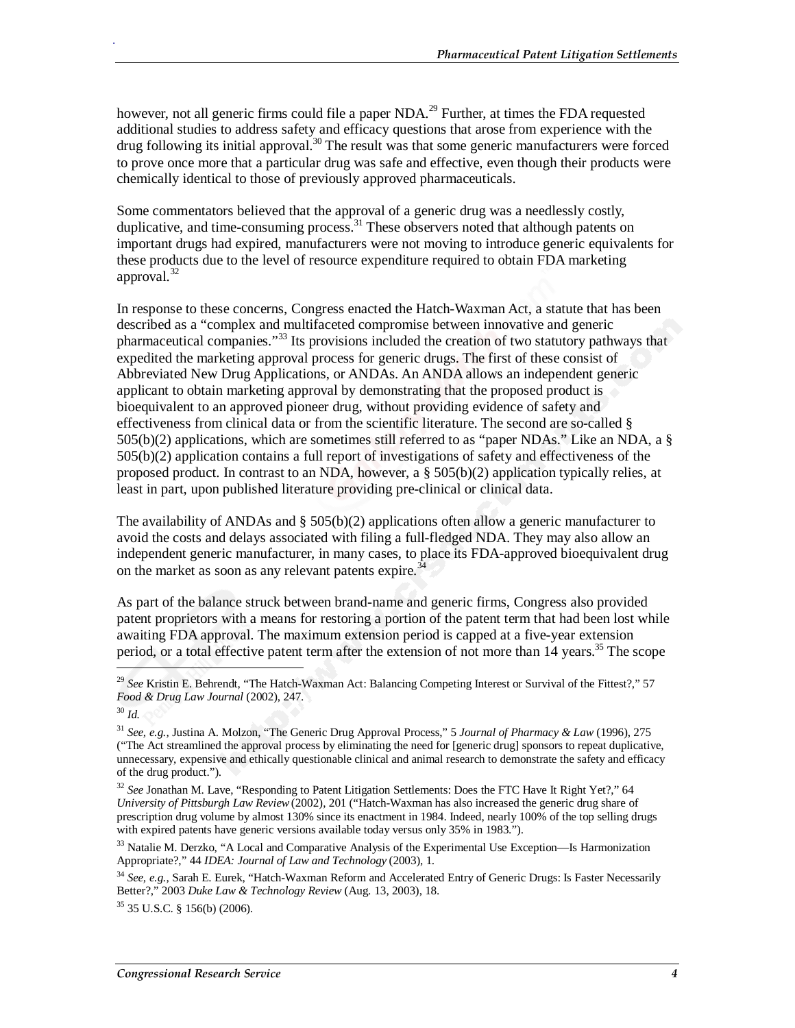however, not all generic firms could file a paper NDA.[29] Further, at times the FDA requested additional studies to address safety and efficacy questions that arose from experience with the drug following its initial approval.[30] The result was that some generic manufacturers were forced to prove once more that a particular drug was safe and effective, even though their products were chemically identical to those of previously approved pharmaceuticals.

Some commentators believed that the approval of a generic drug was a needlessly costly, duplicative, and time-consuming process.[31] These observers noted that although patents on important drugs had expired, manufacturers were not moving to introduce generic equivalents for these products due to the level of resource expenditure required to obtain FDA marketing approval.[32]

In response to these concerns, Congress enacted the Hatch-Waxman Act, a statute that has been described as a "complex and multifaceted compromise between innovative and generic pharmaceutical companies."[33] Its provisions included the creation of two statutory pathways that expedited the marketing approval process for generic drugs. The first of these consist of Abbreviated New Drug Applications, or ANDAs. An ANDA allows an independent generic applicant to obtain marketing approval by demonstrating that the proposed product is bioequivalent to an approved pioneer drug, without providing evidence of safety and effectiveness from clinical data or from the scientific literature. The second are so-called § 505(b)(2) applications, which are sometimes still referred to as "paper NDAs." Like an NDA, a § 505(b)(2) application contains a full report of investigations of safety and effectiveness of the proposed product. In contrast to an NDA, however, a § 505(b)(2) application typically relies, at least in part, upon published literature providing pre-clinical or clinical data.

The availability of ANDAs and § 505(b)(2) applications often allow a generic manufacturer to avoid the costs and delays associated with filing a full-fledged NDA. They may also allow an independent generic manufacturer, in many cases, to place its FDA-approved bioequivalent drug on the market as soon as any relevant patents expire.[34]

As part of the balance struck between brand-name and generic firms, Congress also provided patent proprietors with a means for restoring a portion of the patent term that had been lost while awaiting FDA approval. The maximum extension period is capped at a five-year extension period, or a total effective patent term after the extension of not more than 14 years.[35] The scope

---

[29] *See* Kristin E. Behrendt, "The Hatch-Waxman Act: Balancing Competing Interest or Survival of the Fittest?," 57 *Food & Drug Law Journal* (2002), 247.

[30] *Id.*

[31] *See, e.g.,* Justina A. Molzon, "The Generic Drug Approval Process," 5 *Journal of Pharmacy & Law* (1996), 275 ("The Act streamlined the approval process by eliminating the need for [generic drug] sponsors to repeat duplicative, unnecessary, expensive and ethically questionable clinical and animal research to demonstrate the safety and efficacy of the drug product.").

[32] *See* Jonathan M. Lave, "Responding to Patent Litigation Settlements: Does the FTC Have It Right Yet?," 64 *University of Pittsburgh Law Review* (2002), 201 ("Hatch-Waxman has also increased the generic drug share of prescription drug volume by almost 130% since its enactment in 1984. Indeed, nearly 100% of the top selling drugs with expired patents have generic versions available today versus only 35% in 1983.").

[33] Natalie M. Derzko, "A Local and Comparative Analysis of the Experimental Use Exception—Is Harmonization Appropriate?," 44 *IDEA: Journal of Law and Technology* (2003), 1.

[34] *See, e.g.,* Sarah E. Eurek, "Hatch-Waxman Reform and Accelerated Entry of Generic Drugs: Is Faster Necessarily Better?," 2003 *Duke Law & Technology Review* (Aug. 13, 2003), 18.

[35] 35 U.S.C. § 156(b) (2006).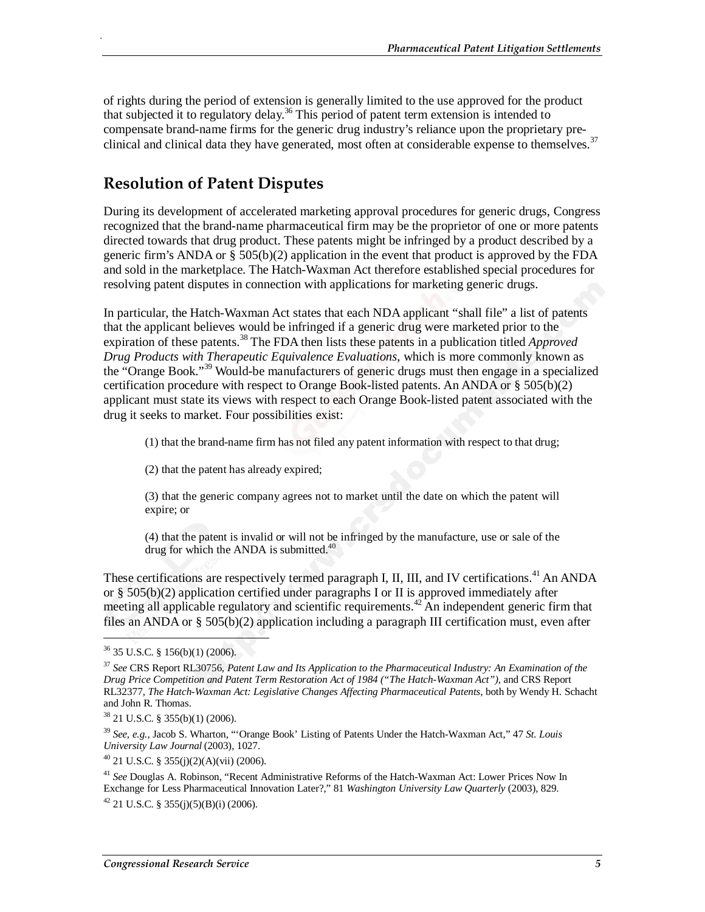of rights during the period of extension is generally limited to the use approved for the product that subjected it to regulatory delay.[36] This period of patent term extension is intended to compensate brand-name firms for the generic drug industry's reliance upon the proprietary pre-clinical and clinical data they have generated, most often at considerable expense to themselves.[37]

## Resolution of Patent Disputes

During its development of accelerated marketing approval procedures for generic drugs, Congress recognized that the brand-name pharmaceutical firm may be the proprietor of one or more patents directed towards that drug product. These patents might be infringed by a product described by a generic firm's ANDA or § 505(b)(2) application in the event that product is approved by the FDA and sold in the marketplace. The Hatch-Waxman Act therefore established special procedures for resolving patent disputes in connection with applications for marketing generic drugs.

In particular, the Hatch-Waxman Act states that each NDA applicant "shall file" a list of patents that the applicant believes would be infringed if a generic drug were marketed prior to the expiration of these patents.[38] The FDA then lists these patents in a publication titled *Approved Drug Products with Therapeutic Equivalence Evaluations*, which is more commonly known as the "Orange Book."[39] Would-be manufacturers of generic drugs must then engage in a specialized certification procedure with respect to Orange Book-listed patents. An ANDA or § 505(b)(2) applicant must state its views with respect to each Orange Book-listed patent associated with the drug it seeks to market. Four possibilities exist:

> (1) that the brand-name firm has not filed any patent information with respect to that drug;
>
> (2) that the patent has already expired;
>
> (3) that the generic company agrees not to market until the date on which the patent will expire; or
>
> (4) that the patent is invalid or will not be infringed by the manufacture, use or sale of the drug for which the ANDA is submitted.[40]

These certifications are respectively termed paragraph I, II, III, and IV certifications.[41] An ANDA or § 505(b)(2) application certified under paragraphs I or II is approved immediately after meeting all applicable regulatory and scientific requirements.[42] An independent generic firm that files an ANDA or § 505(b)(2) application including a paragraph III certification must, even after

---

[36] 35 U.S.C. § 156(b)(1) (2006).

[37] *See* CRS Report RL30756, *Patent Law and Its Application to the Pharmaceutical Industry: An Examination of the Drug Price Competition and Patent Term Restoration Act of 1984 ("The Hatch-Waxman Act")*, and CRS Report RL32377, *The Hatch-Waxman Act: Legislative Changes Affecting Pharmaceutical Patents*, both by Wendy H. Schacht and John R. Thomas.

[38] 21 U.S.C. § 355(b)(1) (2006).

[39] *See, e.g.,* Jacob S. Wharton, "'Orange Book' Listing of Patents Under the Hatch-Waxman Act," 47 *St. Louis University Law Journal* (2003), 1027.

[40] 21 U.S.C. § 355(j)(2)(A)(vii) (2006).

[41] *See* Douglas A. Robinson, "Recent Administrative Reforms of the Hatch-Waxman Act: Lower Prices Now In Exchange for Less Pharmaceutical Innovation Later?," 81 *Washington University Law Quarterly* (2003), 829.

[42] 21 U.S.C. § 355(j)(5)(B)(i) (2006).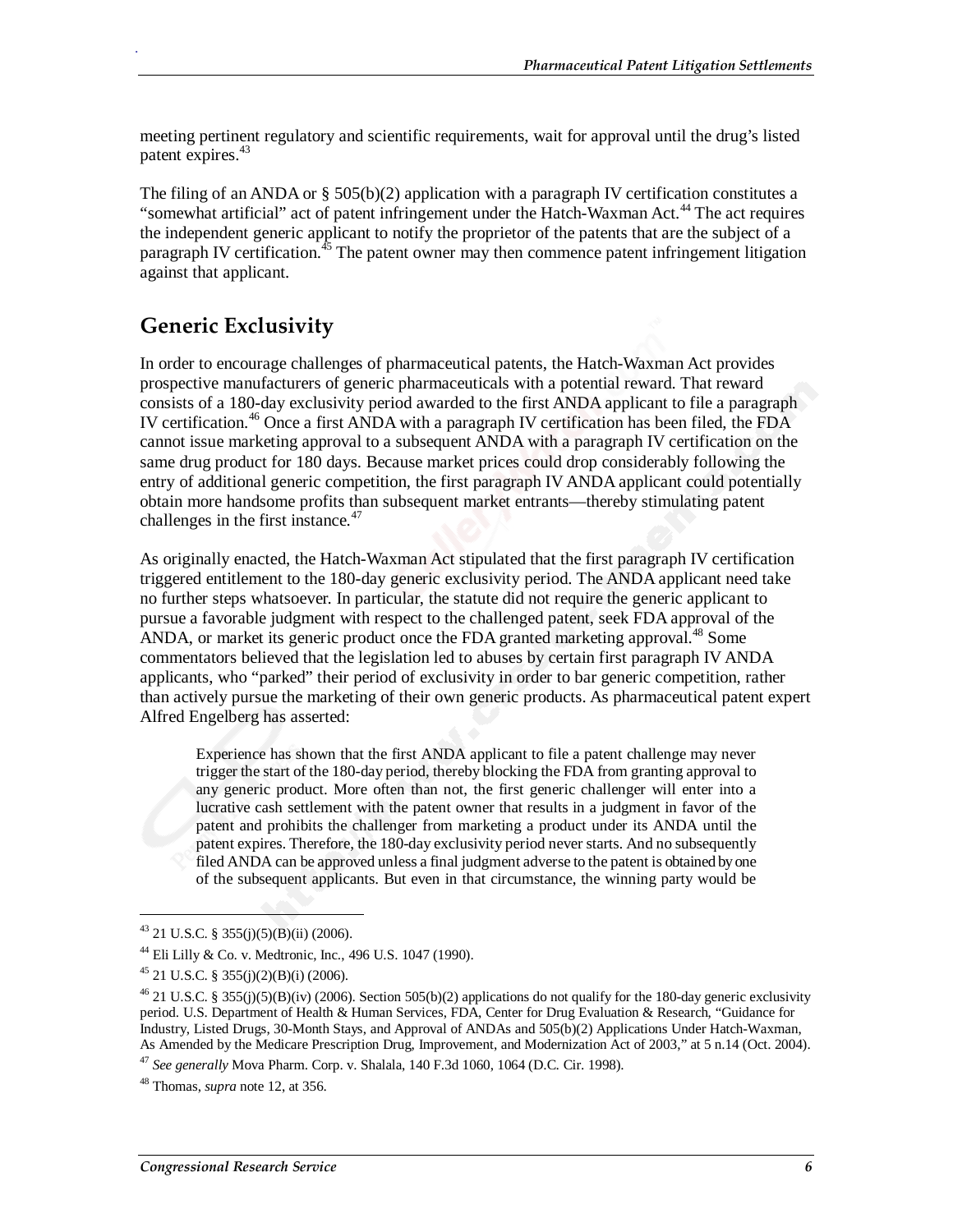meeting pertinent regulatory and scientific requirements, wait for approval until the drug's listed patent expires.[43]

The filing of an ANDA or § 505(b)(2) application with a paragraph IV certification constitutes a "somewhat artificial" act of patent infringement under the Hatch-Waxman Act.[44] The act requires the independent generic applicant to notify the proprietor of the patents that are the subject of a paragraph IV certification.[45] The patent owner may then commence patent infringement litigation against that applicant.

## Generic Exclusivity

In order to encourage challenges of pharmaceutical patents, the Hatch-Waxman Act provides prospective manufacturers of generic pharmaceuticals with a potential reward. That reward consists of a 180-day exclusivity period awarded to the first ANDA applicant to file a paragraph IV certification.[46] Once a first ANDA with a paragraph IV certification has been filed, the FDA cannot issue marketing approval to a subsequent ANDA with a paragraph IV certification on the same drug product for 180 days. Because market prices could drop considerably following the entry of additional generic competition, the first paragraph IV ANDA applicant could potentially obtain more handsome profits than subsequent market entrants—thereby stimulating patent challenges in the first instance.[47]

As originally enacted, the Hatch-Waxman Act stipulated that the first paragraph IV certification triggered entitlement to the 180-day generic exclusivity period. The ANDA applicant need take no further steps whatsoever. In particular, the statute did not require the generic applicant to pursue a favorable judgment with respect to the challenged patent, seek FDA approval of the ANDA, or market its generic product once the FDA granted marketing approval.[48] Some commentators believed that the legislation led to abuses by certain first paragraph IV ANDA applicants, who "parked" their period of exclusivity in order to bar generic competition, rather than actively pursue the marketing of their own generic products. As pharmaceutical patent expert Alfred Engelberg has asserted:

> Experience has shown that the first ANDA applicant to file a patent challenge may never trigger the start of the 180-day period, thereby blocking the FDA from granting approval to any generic product. More often than not, the first generic challenger will enter into a lucrative cash settlement with the patent owner that results in a judgment in favor of the patent and prohibits the challenger from marketing a product under its ANDA until the patent expires. Therefore, the 180-day exclusivity period never starts. And no subsequently filed ANDA can be approved unless a final judgment adverse to the patent is obtained by one of the subsequent applicants. But even in that circumstance, the winning party would be

---

[43] 21 U.S.C. § 355(j)(5)(B)(ii) (2006).

[44] Eli Lilly & Co. v. Medtronic, Inc., 496 U.S. 1047 (1990).

[45] 21 U.S.C. § 355(j)(2)(B)(i) (2006).

[46] 21 U.S.C. § 355(j)(5)(B)(iv) (2006). Section 505(b)(2) applications do not qualify for the 180-day generic exclusivity period. U.S. Department of Health & Human Services, FDA, Center for Drug Evaluation & Research, "Guidance for Industry, Listed Drugs, 30-Month Stays, and Approval of ANDAs and 505(b)(2) Applications Under Hatch-Waxman, As Amended by the Medicare Prescription Drug, Improvement, and Modernization Act of 2003," at 5 n.14 (Oct. 2004).

[47] *See generally* Mova Pharm. Corp. v. Shalala, 140 F.3d 1060, 1064 (D.C. Cir. 1998).

[48] Thomas, *supra* note 12, at 356.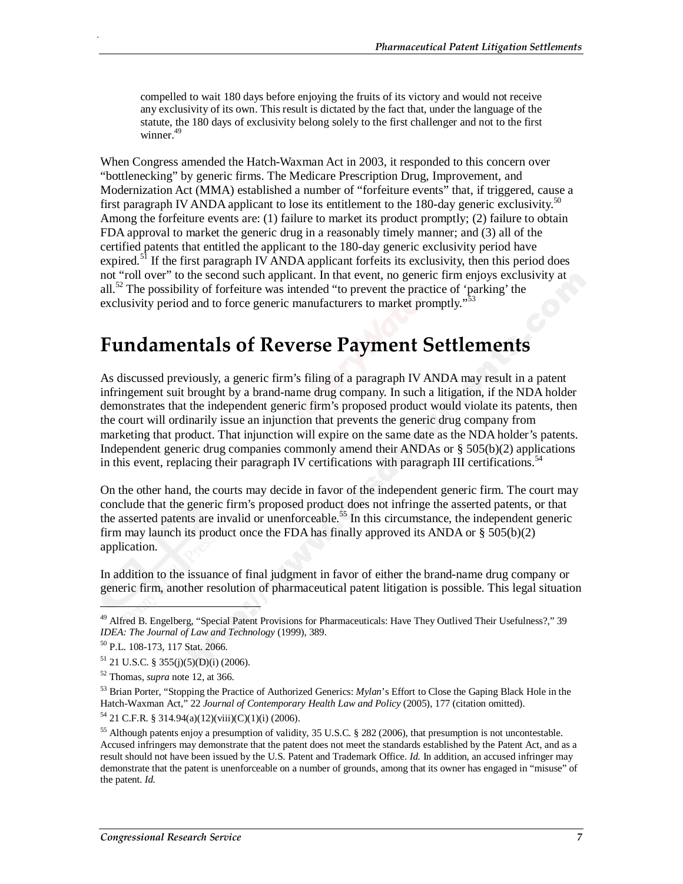> compelled to wait 180 days before enjoying the fruits of its victory and would not receive any exclusivity of its own. This result is dictated by the fact that, under the language of the statute, the 180 days of exclusivity belong solely to the first challenger and not to the first winner.[49]

When Congress amended the Hatch-Waxman Act in 2003, it responded to this concern over "bottlenecking" by generic firms. The Medicare Prescription Drug, Improvement, and Modernization Act (MMA) established a number of "forfeiture events" that, if triggered, cause a first paragraph IV ANDA applicant to lose its entitlement to the 180-day generic exclusivity.[50] Among the forfeiture events are: (1) failure to market its product promptly; (2) failure to obtain FDA approval to market the generic drug in a reasonably timely manner; and (3) all of the certified patents that entitled the applicant to the 180-day generic exclusivity period have expired.[51] If the first paragraph IV ANDA applicant forfeits its exclusivity, then this period does not "roll over" to the second such applicant. In that event, no generic firm enjoys exclusivity at all.[52] The possibility of forfeiture was intended "to prevent the practice of 'parking' the exclusivity period and to force generic manufacturers to market promptly."[53]

## Fundamentals of Reverse Payment Settlements

As discussed previously, a generic firm's filing of a paragraph IV ANDA may result in a patent infringement suit brought by a brand-name drug company. In such a litigation, if the NDA holder demonstrates that the independent generic firm's proposed product would violate its patents, then the court will ordinarily issue an injunction that prevents the generic drug company from marketing that product. That injunction will expire on the same date as the NDA holder's patents. Independent generic drug companies commonly amend their ANDAs or § 505(b)(2) applications in this event, replacing their paragraph IV certifications with paragraph III certifications.[54]

On the other hand, the courts may decide in favor of the independent generic firm. The court may conclude that the generic firm's proposed product does not infringe the asserted patents, or that the asserted patents are invalid or unenforceable.[55] In this circumstance, the independent generic firm may launch its product once the FDA has finally approved its ANDA or § 505(b)(2) application.

In addition to the issuance of final judgment in favor of either the brand-name drug company or generic firm, another resolution of pharmaceutical patent litigation is possible. This legal situation

---

[49] Alfred B. Engelberg, "Special Patent Provisions for Pharmaceuticals: Have They Outlived Their Usefulness?," 39 *IDEA: The Journal of Law and Technology* (1999), 389.

[50] P.L. 108-173, 117 Stat. 2066.

[51] 21 U.S.C. § 355(j)(5)(D)(i) (2006).

[52] Thomas, *supra* note 12, at 366.

[53] Brian Porter, "Stopping the Practice of Authorized Generics: *Mylan*'s Effort to Close the Gaping Black Hole in the Hatch-Waxman Act," 22 *Journal of Contemporary Health Law and Policy* (2005), 177 (citation omitted).

[54] 21 C.F.R. § 314.94(a)(12)(viii)(C)(1)(i) (2006).

[55] Although patents enjoy a presumption of validity, 35 U.S.C. § 282 (2006), that presumption is not uncontestable. Accused infringers may demonstrate that the patent does not meet the standards established by the Patent Act, and as a result should not have been issued by the U.S. Patent and Trademark Office. *Id.* In addition, an accused infringer may demonstrate that the patent is unenforceable on a number of grounds, among that its owner has engaged in "misuse" of the patent. *Id.*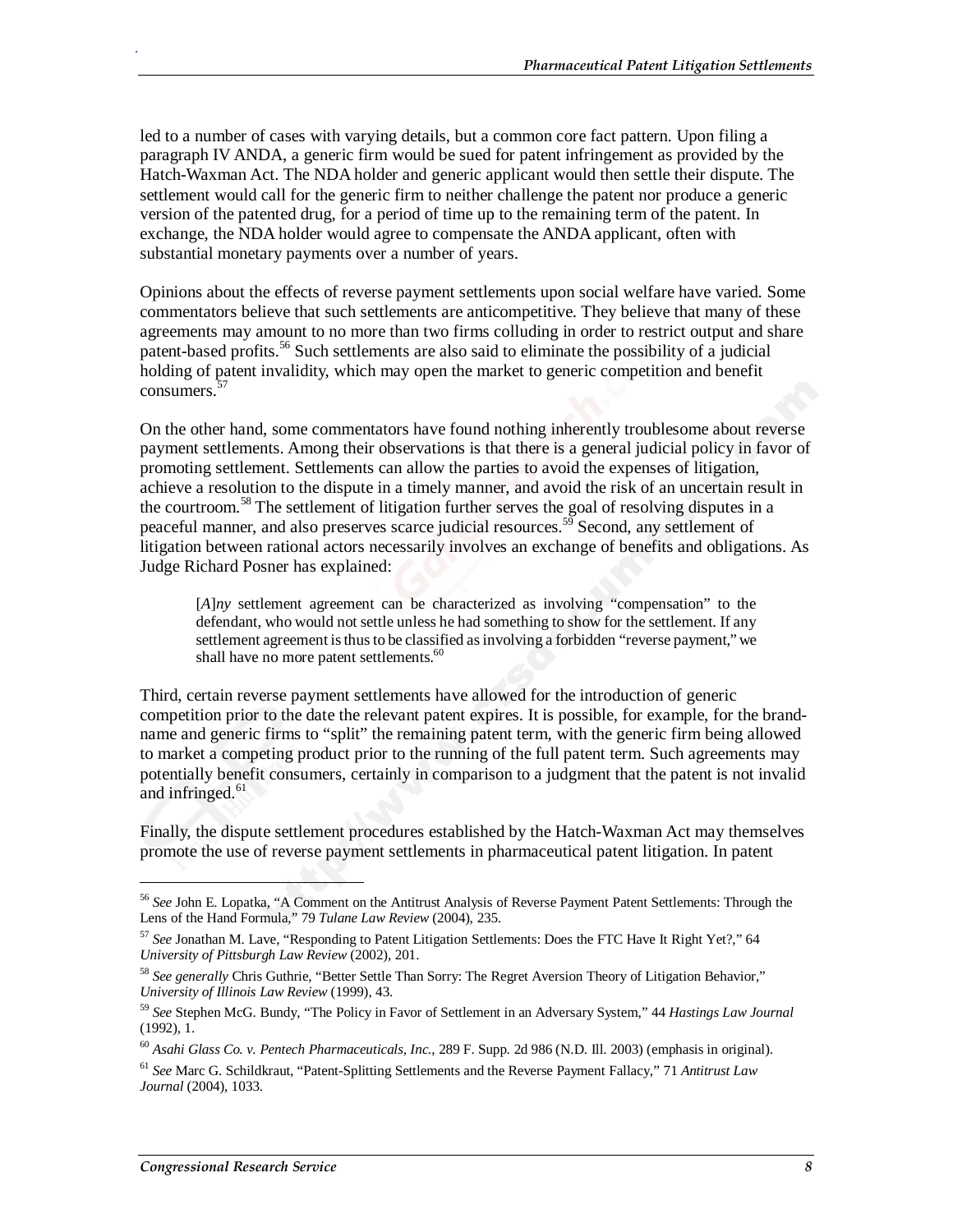led to a number of cases with varying details, but a common core fact pattern. Upon filing a paragraph IV ANDA, a generic firm would be sued for patent infringement as provided by the Hatch-Waxman Act. The NDA holder and generic applicant would then settle their dispute. The settlement would call for the generic firm to neither challenge the patent nor produce a generic version of the patented drug, for a period of time up to the remaining term of the patent. In exchange, the NDA holder would agree to compensate the ANDA applicant, often with substantial monetary payments over a number of years.

Opinions about the effects of reverse payment settlements upon social welfare have varied. Some commentators believe that such settlements are anticompetitive. They believe that many of these agreements may amount to no more than two firms colluding in order to restrict output and share patent-based profits.[56] Such settlements are also said to eliminate the possibility of a judicial holding of patent invalidity, which may open the market to generic competition and benefit consumers.[57]

On the other hand, some commentators have found nothing inherently troublesome about reverse payment settlements. Among their observations is that there is a general judicial policy in favor of promoting settlement. Settlements can allow the parties to avoid the expenses of litigation, achieve a resolution to the dispute in a timely manner, and avoid the risk of an uncertain result in the courtroom.[58] The settlement of litigation further serves the goal of resolving disputes in a peaceful manner, and also preserves scarce judicial resources.[59] Second, any settlement of litigation between rational actors necessarily involves an exchange of benefits and obligations. As Judge Richard Posner has explained:

> [*A*]*ny* settlement agreement can be characterized as involving "compensation" to the defendant, who would not settle unless he had something to show for the settlement. If any settlement agreement is thus to be classified as involving a forbidden "reverse payment," we shall have no more patent settlements.[60]

Third, certain reverse payment settlements have allowed for the introduction of generic competition prior to the date the relevant patent expires. It is possible, for example, for the brand-name and generic firms to "split" the remaining patent term, with the generic firm being allowed to market a competing product prior to the running of the full patent term. Such agreements may potentially benefit consumers, certainly in comparison to a judgment that the patent is not invalid and infringed.[61]

Finally, the dispute settlement procedures established by the Hatch-Waxman Act may themselves promote the use of reverse payment settlements in pharmaceutical patent litigation. In patent

---

[56] *See* John E. Lopatka, "A Comment on the Antitrust Analysis of Reverse Payment Patent Settlements: Through the Lens of the Hand Formula," 79 *Tulane Law Review* (2004), 235.

[57] *See* Jonathan M. Lave, "Responding to Patent Litigation Settlements: Does the FTC Have It Right Yet?," 64 *University of Pittsburgh Law Review* (2002), 201.

[58] *See generally* Chris Guthrie, "Better Settle Than Sorry: The Regret Aversion Theory of Litigation Behavior," *University of Illinois Law Review* (1999), 43.

[59] *See* Stephen McG. Bundy, "The Policy in Favor of Settlement in an Adversary System," 44 *Hastings Law Journal* (1992), 1.

[60] *Asahi Glass Co. v. Pentech Pharmaceuticals, Inc.*, 289 F. Supp. 2d 986 (N.D. Ill. 2003) (emphasis in original).

[61] *See* Marc G. Schildkraut, "Patent-Splitting Settlements and the Reverse Payment Fallacy," 71 *Antitrust Law Journal* (2004), 1033.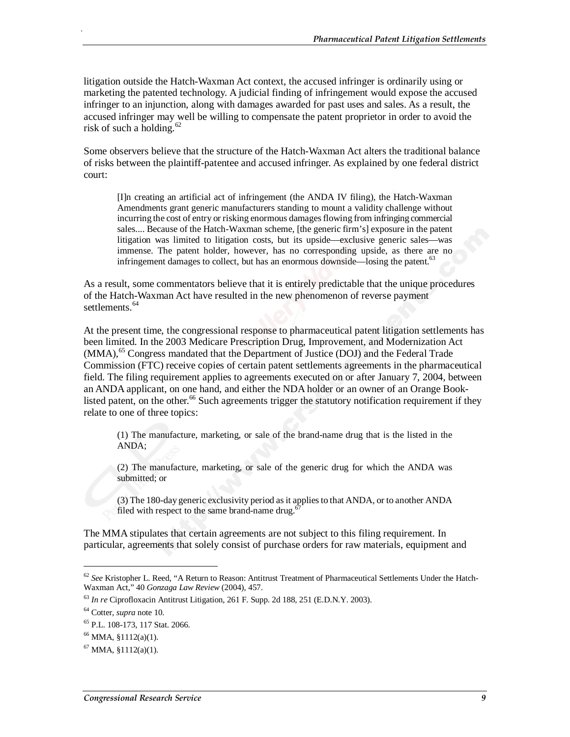litigation outside the Hatch-Waxman Act context, the accused infringer is ordinarily using or marketing the patented technology. A judicial finding of infringement would expose the accused infringer to an injunction, along with damages awarded for past uses and sales. As a result, the accused infringer may well be willing to compensate the patent proprietor in order to avoid the risk of such a holding.[62]

Some observers believe that the structure of the Hatch-Waxman Act alters the traditional balance of risks between the plaintiff-patentee and accused infringer. As explained by one federal district court:

> [I]n creating an artificial act of infringement (the ANDA IV filing), the Hatch-Waxman Amendments grant generic manufacturers standing to mount a validity challenge without incurring the cost of entry or risking enormous damages flowing from infringing commercial sales.... Because of the Hatch-Waxman scheme, [the generic firm's] exposure in the patent litigation was limited to litigation costs, but its upside—exclusive generic sales—was immense. The patent holder, however, has no corresponding upside, as there are no infringement damages to collect, but has an enormous downside—losing the patent.[63]

As a result, some commentators believe that it is entirely predictable that the unique procedures of the Hatch-Waxman Act have resulted in the new phenomenon of reverse payment settlements.[64]

At the present time, the congressional response to pharmaceutical patent litigation settlements has been limited. In the 2003 Medicare Prescription Drug, Improvement, and Modernization Act (MMA),[65] Congress mandated that the Department of Justice (DOJ) and the Federal Trade Commission (FTC) receive copies of certain patent settlements agreements in the pharmaceutical field. The filing requirement applies to agreements executed on or after January 7, 2004, between an ANDA applicant, on one hand, and either the NDA holder or an owner of an Orange Book-listed patent, on the other.[66] Such agreements trigger the statutory notification requirement if they relate to one of three topics:

> (1) The manufacture, marketing, or sale of the brand-name drug that is the listed in the ANDA;
>
> (2) The manufacture, marketing, or sale of the generic drug for which the ANDA was submitted; or
>
> (3) The 180-day generic exclusivity period as it applies to that ANDA, or to another ANDA filed with respect to the same brand-name drug.[67]

The MMA stipulates that certain agreements are not subject to this filing requirement. In particular, agreements that solely consist of purchase orders for raw materials, equipment and

---

[62] *See* Kristopher L. Reed, "A Return to Reason: Antitrust Treatment of Pharmaceutical Settlements Under the Hatch-Waxman Act," 40 *Gonzaga Law Review* (2004), 457.

[63] *In re* Ciprofloxacin Antitrust Litigation, 261 F. Supp. 2d 188, 251 (E.D.N.Y. 2003).

[64] Cotter, *supra* note 10.

[65] P.L. 108-173, 117 Stat. 2066.

[66] MMA, §1112(a)(1).

[67] MMA, §1112(a)(1).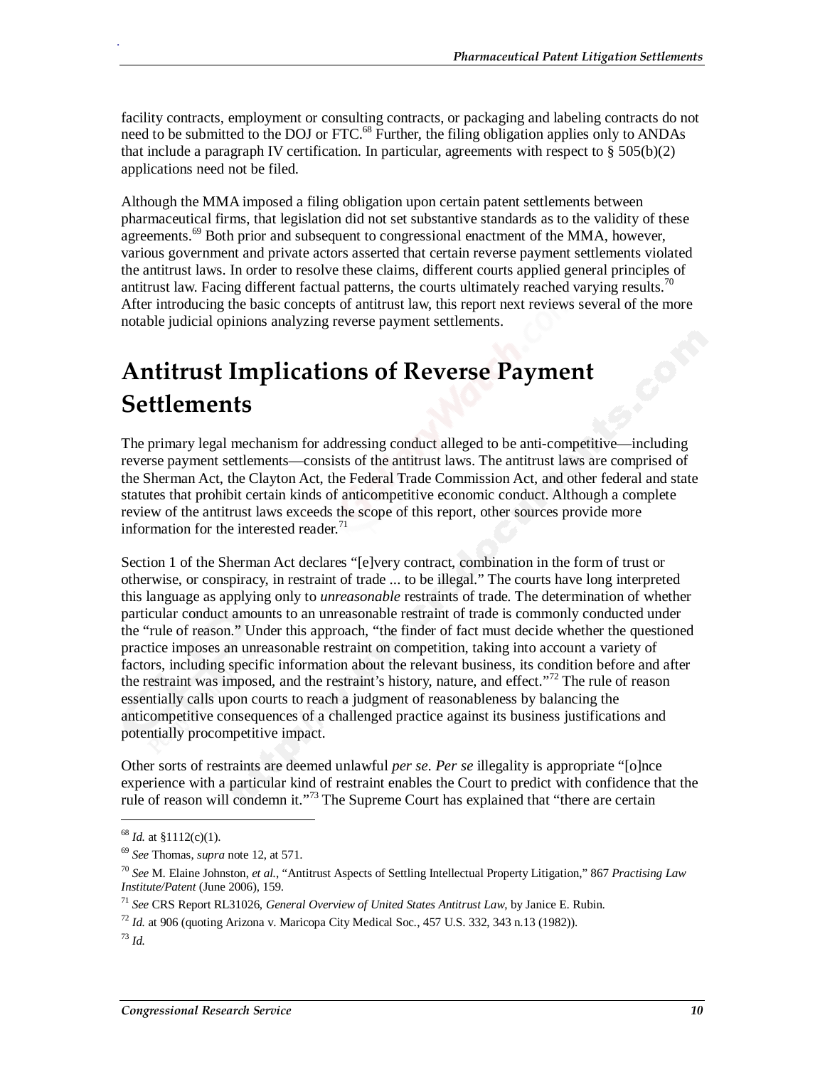facility contracts, employment or consulting contracts, or packaging and labeling contracts do not need to be submitted to the DOJ or FTC.[68] Further, the filing obligation applies only to ANDAs that include a paragraph IV certification. In particular, agreements with respect to § 505(b)(2) applications need not be filed.

Although the MMA imposed a filing obligation upon certain patent settlements between pharmaceutical firms, that legislation did not set substantive standards as to the validity of these agreements.[69] Both prior and subsequent to congressional enactment of the MMA, however, various government and private actors asserted that certain reverse payment settlements violated the antitrust laws. In order to resolve these claims, different courts applied general principles of antitrust law. Facing different factual patterns, the courts ultimately reached varying results.[70] After introducing the basic concepts of antitrust law, this report next reviews several of the more notable judicial opinions analyzing reverse payment settlements.

# Antitrust Implications of Reverse Payment Settlements

The primary legal mechanism for addressing conduct alleged to be anti-competitive—including reverse payment settlements—consists of the antitrust laws. The antitrust laws are comprised of the Sherman Act, the Clayton Act, the Federal Trade Commission Act, and other federal and state statutes that prohibit certain kinds of anticompetitive economic conduct. Although a complete review of the antitrust laws exceeds the scope of this report, other sources provide more information for the interested reader.[71]

Section 1 of the Sherman Act declares "[e]very contract, combination in the form of trust or otherwise, or conspiracy, in restraint of trade ... to be illegal." The courts have long interpreted this language as applying only to *unreasonable* restraints of trade. The determination of whether particular conduct amounts to an unreasonable restraint of trade is commonly conducted under the "rule of reason." Under this approach, "the finder of fact must decide whether the questioned practice imposes an unreasonable restraint on competition, taking into account a variety of factors, including specific information about the relevant business, its condition before and after the restraint was imposed, and the restraint's history, nature, and effect."[72] The rule of reason essentially calls upon courts to reach a judgment of reasonableness by balancing the anticompetitive consequences of a challenged practice against its business justifications and potentially procompetitive impact.

Other sorts of restraints are deemed unlawful *per se*. *Per se* illegality is appropriate "[o]nce experience with a particular kind of restraint enables the Court to predict with confidence that the rule of reason will condemn it."[73] The Supreme Court has explained that "there are certain

---

[68] *Id.* at §1112(c)(1).

[69] *See* Thomas, *supra* note 12, at 571.

[70] *See* M. Elaine Johnston, *et al.*, "Antitrust Aspects of Settling Intellectual Property Litigation," 867 *Practising Law Institute/Patent* (June 2006), 159.

[71] *See* CRS Report RL31026, *General Overview of United States Antitrust Law*, by Janice E. Rubin.

[72] *Id.* at 906 (quoting Arizona v. Maricopa City Medical Soc., 457 U.S. 332, 343 n.13 (1982)).

[73] *Id.*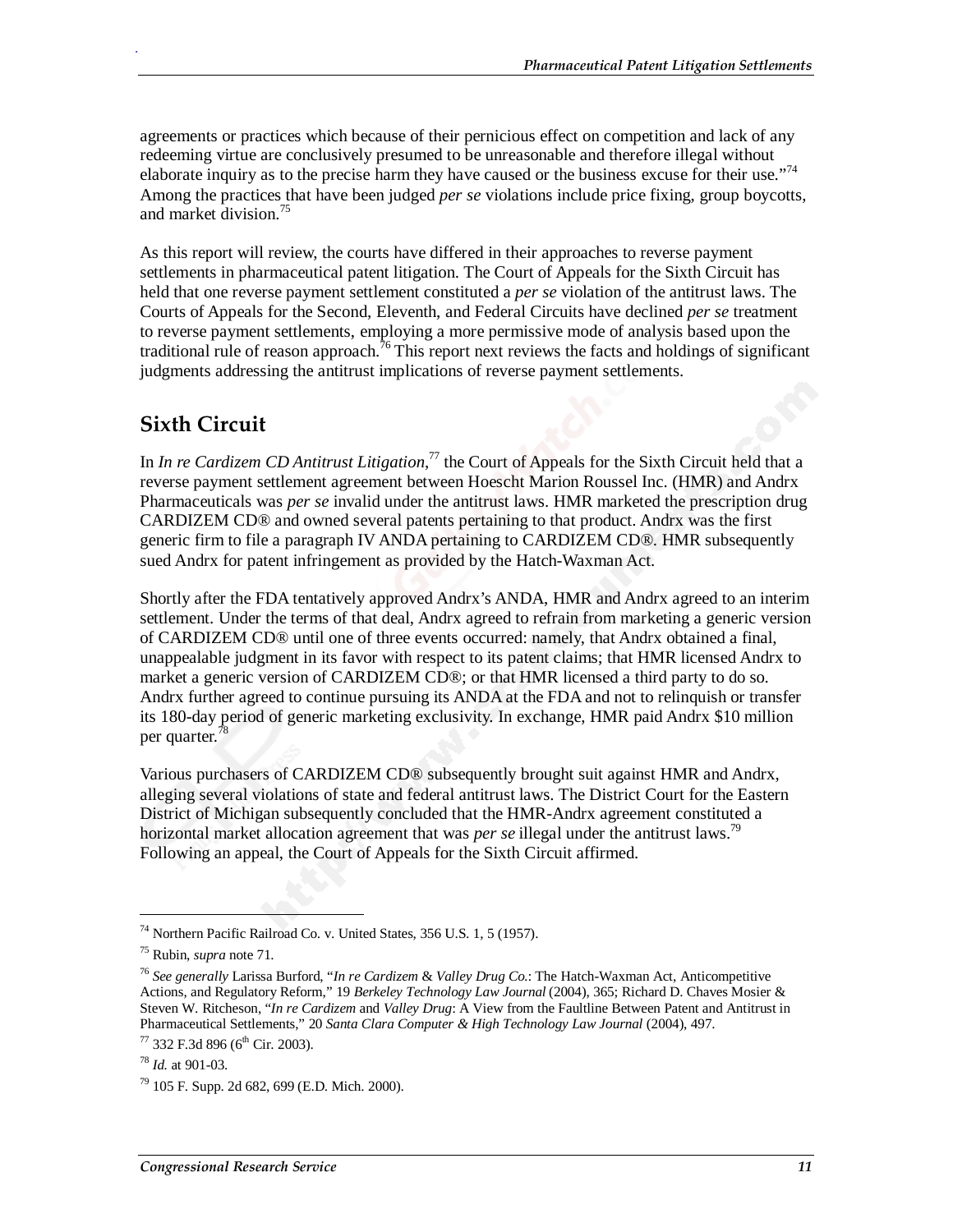agreements or practices which because of their pernicious effect on competition and lack of any redeeming virtue are conclusively presumed to be unreasonable and therefore illegal without elaborate inquiry as to the precise harm they have caused or the business excuse for their use."[74] Among the practices that have been judged *per se* violations include price fixing, group boycotts, and market division.[75]

As this report will review, the courts have differed in their approaches to reverse payment settlements in pharmaceutical patent litigation. The Court of Appeals for the Sixth Circuit has held that one reverse payment settlement constituted a *per se* violation of the antitrust laws. The Courts of Appeals for the Second, Eleventh, and Federal Circuits have declined *per se* treatment to reverse payment settlements, employing a more permissive mode of analysis based upon the traditional rule of reason approach.[76] This report next reviews the facts and holdings of significant judgments addressing the antitrust implications of reverse payment settlements.

## Sixth Circuit

In *In re Cardizem CD Antitrust Litigation*,[77] the Court of Appeals for the Sixth Circuit held that a reverse payment settlement agreement between Hoescht Marion Roussel Inc. (HMR) and Andrx Pharmaceuticals was *per se* invalid under the antitrust laws. HMR marketed the prescription drug CARDIZEM CD® and owned several patents pertaining to that product. Andrx was the first generic firm to file a paragraph IV ANDA pertaining to CARDIZEM CD®. HMR subsequently sued Andrx for patent infringement as provided by the Hatch-Waxman Act.

Shortly after the FDA tentatively approved Andrx's ANDA, HMR and Andrx agreed to an interim settlement. Under the terms of that deal, Andrx agreed to refrain from marketing a generic version of CARDIZEM CD® until one of three events occurred: namely, that Andrx obtained a final, unappealable judgment in its favor with respect to its patent claims; that HMR licensed Andrx to market a generic version of CARDIZEM CD®; or that HMR licensed a third party to do so. Andrx further agreed to continue pursuing its ANDA at the FDA and not to relinquish or transfer its 180-day period of generic marketing exclusivity. In exchange, HMR paid Andrx \$10 million per quarter.[78]

Various purchasers of CARDIZEM CD® subsequently brought suit against HMR and Andrx, alleging several violations of state and federal antitrust laws. The District Court for the Eastern District of Michigan subsequently concluded that the HMR-Andrx agreement constituted a horizontal market allocation agreement that was *per se* illegal under the antitrust laws.[79] Following an appeal, the Court of Appeals for the Sixth Circuit affirmed.

---

[74] Northern Pacific Railroad Co. v. United States, 356 U.S. 1, 5 (1957).

[75] Rubin, *supra* note 71.

[76] *See generally* Larissa Burford, "*In re Cardizem* & *Valley Drug Co.*: The Hatch-Waxman Act, Anticompetitive Actions, and Regulatory Reform," 19 *Berkeley Technology Law Journal* (2004), 365; Richard D. Chaves Mosier & Steven W. Ritcheson, "*In re Cardizem* and *Valley Drug*: A View from the Faultline Between Patent and Antitrust in Pharmaceutical Settlements," 20 *Santa Clara Computer & High Technology Law Journal* (2004), 497.

[77] 332 F.3d 896 (6th Cir. 2003).

[78] *Id.* at 901-03.

[79] 105 F. Supp. 2d 682, 699 (E.D. Mich. 2000).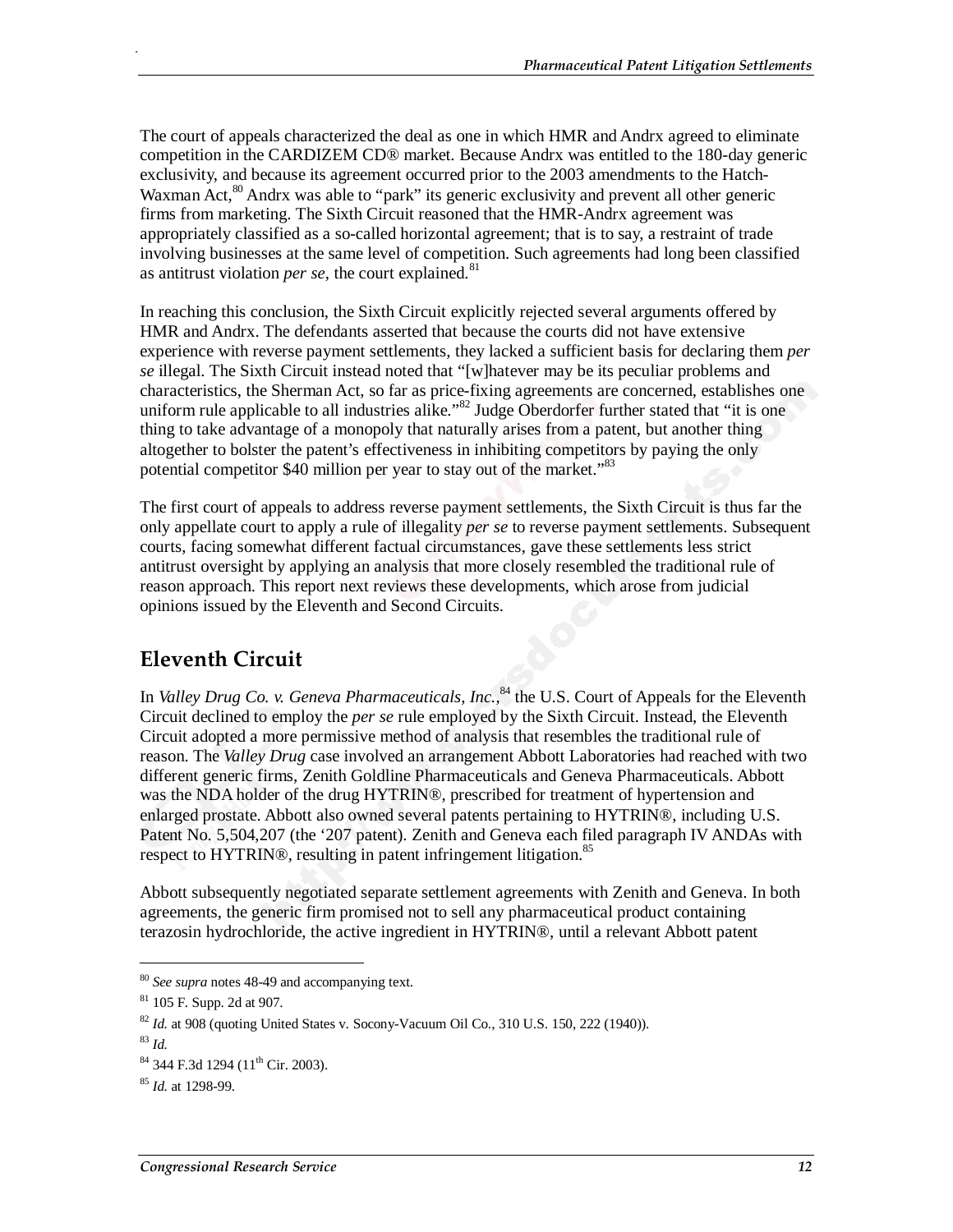The court of appeals characterized the deal as one in which HMR and Andrx agreed to eliminate competition in the CARDIZEM CD® market. Because Andrx was entitled to the 180-day generic exclusivity, and because its agreement occurred prior to the 2003 amendments to the Hatch-Waxman Act,[80] Andrx was able to "park" its generic exclusivity and prevent all other generic firms from marketing. The Sixth Circuit reasoned that the HMR-Andrx agreement was appropriately classified as a so-called horizontal agreement; that is to say, a restraint of trade involving businesses at the same level of competition. Such agreements had long been classified as antitrust violation *per se*, the court explained.[81]

In reaching this conclusion, the Sixth Circuit explicitly rejected several arguments offered by HMR and Andrx. The defendants asserted that because the courts did not have extensive experience with reverse payment settlements, they lacked a sufficient basis for declaring them *per se* illegal. The Sixth Circuit instead noted that "[w]hatever may be its peculiar problems and characteristics, the Sherman Act, so far as price-fixing agreements are concerned, establishes one uniform rule applicable to all industries alike."[82] Judge Oberdorfer further stated that "it is one thing to take advantage of a monopoly that naturally arises from a patent, but another thing altogether to bolster the patent's effectiveness in inhibiting competitors by paying the only potential competitor $40 million per year to stay out of the market."[83]

The first court of appeals to address reverse payment settlements, the Sixth Circuit is thus far the only appellate court to apply a rule of illegality *per se* to reverse payment settlements. Subsequent courts, facing somewhat different factual circumstances, gave these settlements less strict antitrust oversight by applying an analysis that more closely resembled the traditional rule of reason approach. This report next reviews these developments, which arose from judicial opinions issued by the Eleventh and Second Circuits.

## Eleventh Circuit

In *Valley Drug Co. v. Geneva Pharmaceuticals, Inc.*,[84] the U.S. Court of Appeals for the Eleventh Circuit declined to employ the *per se* rule employed by the Sixth Circuit. Instead, the Eleventh Circuit adopted a more permissive method of analysis that resembles the traditional rule of reason. The *Valley Drug* case involved an arrangement Abbott Laboratories had reached with two different generic firms, Zenith Goldline Pharmaceuticals and Geneva Pharmaceuticals. Abbott was the NDA holder of the drug HYTRIN®, prescribed for treatment of hypertension and enlarged prostate. Abbott also owned several patents pertaining to HYTRIN®, including U.S. Patent No. 5,504,207 (the '207 patent). Zenith and Geneva each filed paragraph IV ANDAs with respect to HYTRIN®, resulting in patent infringement litigation.[85]

Abbott subsequently negotiated separate settlement agreements with Zenith and Geneva. In both agreements, the generic firm promised not to sell any pharmaceutical product containing terazosin hydrochloride, the active ingredient in HYTRIN®, until a relevant Abbott patent

---

[80] *See supra* notes 48-49 and accompanying text.

[81] 105 F. Supp. 2d at 907.

[82] *Id.* at 908 (quoting United States v. Socony-Vacuum Oil Co., 310 U.S. 150, 222 (1940)).

[83] *Id.*

[84] 344 F.3d 1294 (11th Cir. 2003).

[85] *Id.* at 1298-99.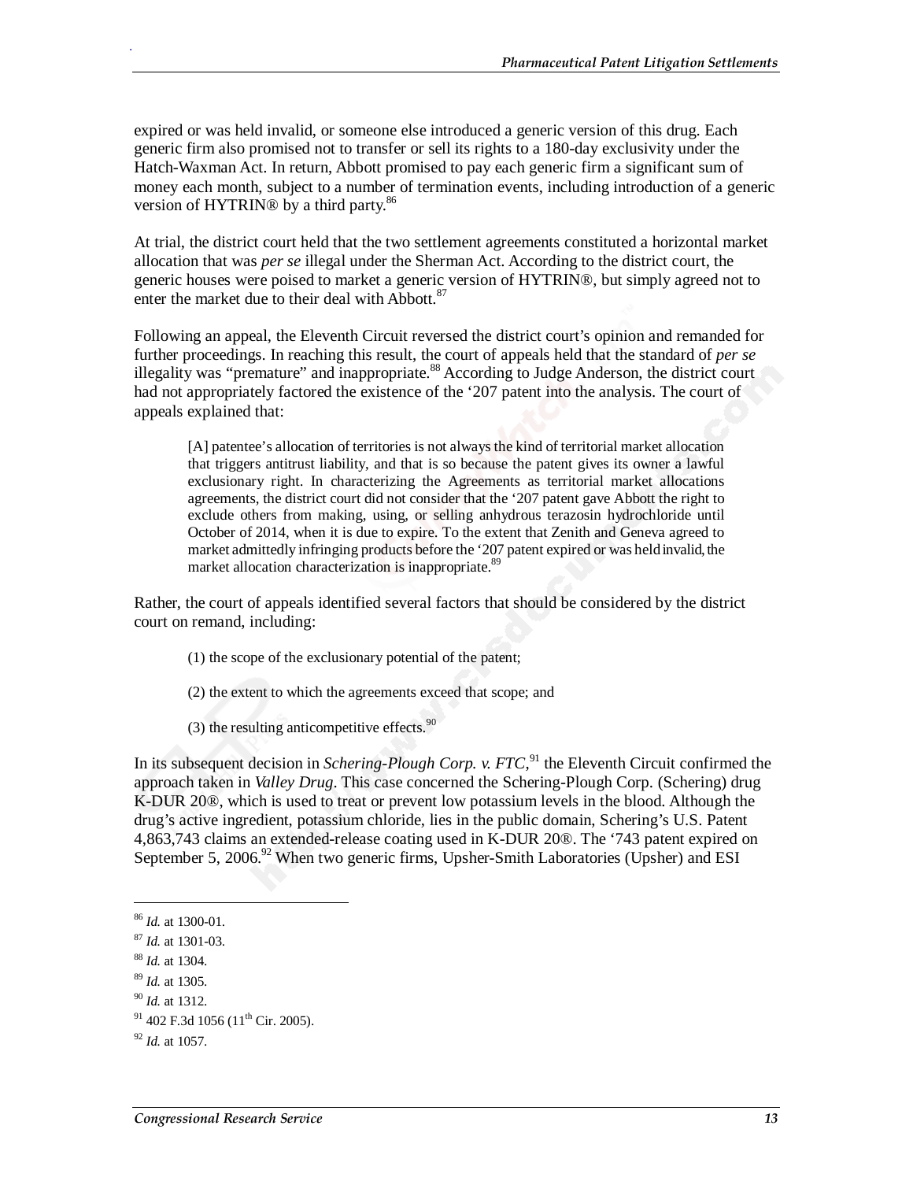expired or was held invalid, or someone else introduced a generic version of this drug. Each generic firm also promised not to transfer or sell its rights to a 180-day exclusivity under the Hatch-Waxman Act. In return, Abbott promised to pay each generic firm a significant sum of money each month, subject to a number of termination events, including introduction of a generic version of HYTRIN® by a third party.[86]

At trial, the district court held that the two settlement agreements constituted a horizontal market allocation that was *per se* illegal under the Sherman Act. According to the district court, the generic houses were poised to market a generic version of HYTRIN®, but simply agreed not to enter the market due to their deal with Abbott.[87]

Following an appeal, the Eleventh Circuit reversed the district court's opinion and remanded for further proceedings. In reaching this result, the court of appeals held that the standard of *per se* illegality was "premature" and inappropriate.[88] According to Judge Anderson, the district court had not appropriately factored the existence of the '207 patent into the analysis. The court of appeals explained that:

> [A] patentee's allocation of territories is not always the kind of territorial market allocation that triggers antitrust liability, and that is so because the patent gives its owner a lawful exclusionary right. In characterizing the Agreements as territorial market allocations agreements, the district court did not consider that the '207 patent gave Abbott the right to exclude others from making, using, or selling anhydrous terazosin hydrochloride until October of 2014, when it is due to expire. To the extent that Zenith and Geneva agreed to market admittedly infringing products before the '207 patent expired or was held invalid, the market allocation characterization is inappropriate.[89]

Rather, the court of appeals identified several factors that should be considered by the district court on remand, including:

> (1) the scope of the exclusionary potential of the patent;
>
> (2) the extent to which the agreements exceed that scope; and
>
> (3) the resulting anticompetitive effects.[90]

In its subsequent decision in *Schering-Plough Corp. v. FTC*,[91] the Eleventh Circuit confirmed the approach taken in *Valley Drug*. This case concerned the Schering-Plough Corp. (Schering) drug K-DUR 20®, which is used to treat or prevent low potassium levels in the blood. Although the drug's active ingredient, potassium chloride, lies in the public domain, Schering's U.S. Patent 4,863,743 claims an extended-release coating used in K-DUR 20®. The '743 patent expired on September 5, 2006.[92] When two generic firms, Upsher-Smith Laboratories (Upsher) and ESI

---

[86] *Id.* at 1300-01.

[87] *Id.* at 1301-03.

[88] *Id.* at 1304.

[89] *Id.* at 1305.

[90] *Id.* at 1312.

[91] 402 F.3d 1056 (11th Cir. 2005).

[92] *Id.* at 1057.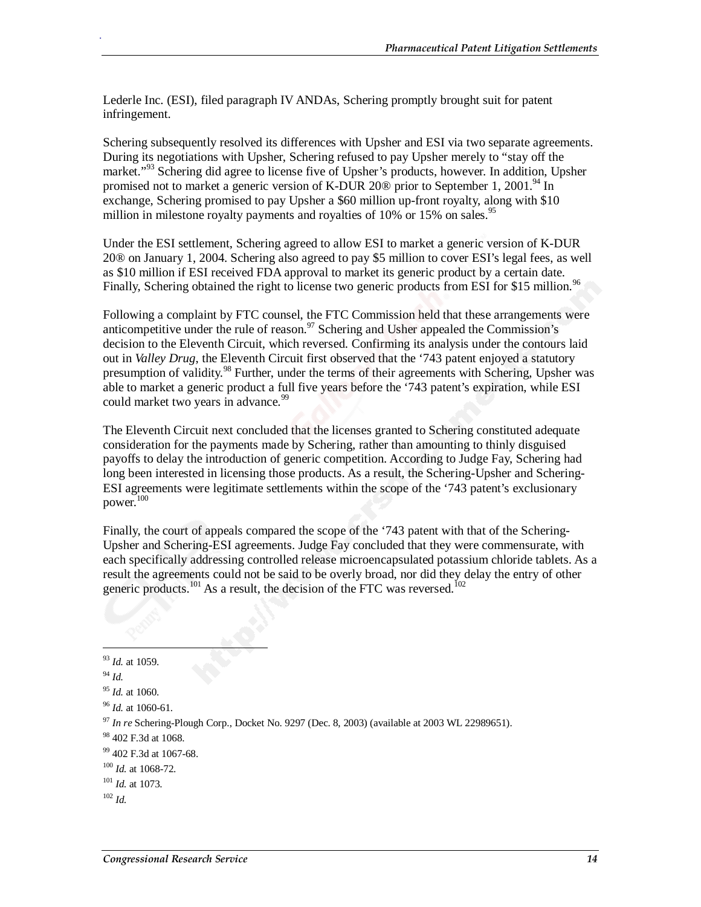Lederle Inc. (ESI), filed paragraph IV ANDAs, Schering promptly brought suit for patent infringement.

Schering subsequently resolved its differences with Upsher and ESI via two separate agreements. During its negotiations with Upsher, Schering refused to pay Upsher merely to "stay off the market."[93] Schering did agree to license five of Upsher's products, however. In addition, Upsher promised not to market a generic version of K-DUR 20® prior to September 1, 2001.[94] In exchange, Schering promised to pay Upsher a $60 million up-front royalty, along with $10 million in milestone royalty payments and royalties of 10% or 15% on sales.[95]

Under the ESI settlement, Schering agreed to allow ESI to market a generic version of K-DUR 20® on January 1, 2004. Schering also agreed to pay $5 million to cover ESI's legal fees, as well as $10 million if ESI received FDA approval to market its generic product by a certain date. Finally, Schering obtained the right to license two generic products from ESI for $15 million.[96]

Following a complaint by FTC counsel, the FTC Commission held that these arrangements were anticompetitive under the rule of reason.[97] Schering and Usher appealed the Commission's decision to the Eleventh Circuit, which reversed. Confirming its analysis under the contours laid out in *Valley Drug*, the Eleventh Circuit first observed that the '743 patent enjoyed a statutory presumption of validity.[98] Further, under the terms of their agreements with Schering, Upsher was able to market a generic product a full five years before the '743 patent's expiration, while ESI could market two years in advance.[99]

The Eleventh Circuit next concluded that the licenses granted to Schering constituted adequate consideration for the payments made by Schering, rather than amounting to thinly disguised payoffs to delay the introduction of generic competition. According to Judge Fay, Schering had long been interested in licensing those products. As a result, the Schering-Upsher and Schering-ESI agreements were legitimate settlements within the scope of the '743 patent's exclusionary power.[100]

Finally, the court of appeals compared the scope of the '743 patent with that of the Schering-Upsher and Schering-ESI agreements. Judge Fay concluded that they were commensurate, with each specifically addressing controlled release microencapsulated potassium chloride tablets. As a result the agreements could not be said to be overly broad, nor did they delay the entry of other generic products.[101] As a result, the decision of the FTC was reversed.[102]

---

[93] *Id.* at 1059.

[94] *Id.*

[95] *Id.* at 1060.

[96] *Id.* at 1060-61.

[97] *In re* Schering-Plough Corp., Docket No. 9297 (Dec. 8, 2003) (available at 2003 WL 22989651).

[98] 402 F.3d at 1068.

[99] 402 F.3d at 1067-68.

[100] *Id.* at 1068-72.

[101] *Id.* at 1073.

[102] *Id.*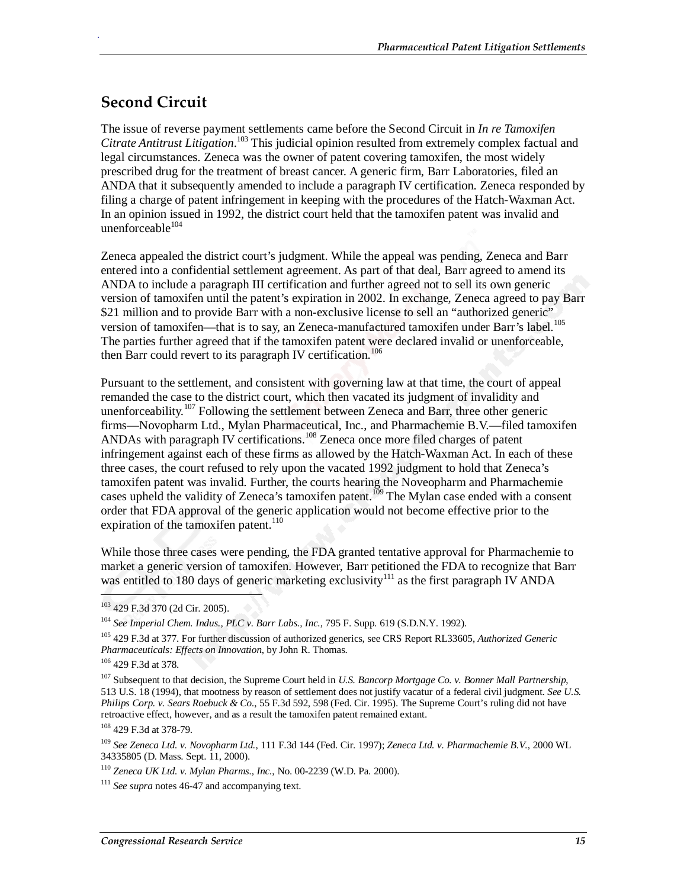## Second Circuit

The issue of reverse payment settlements came before the Second Circuit in *In re Tamoxifen Citrate Antitrust Litigation*.[103] This judicial opinion resulted from extremely complex factual and legal circumstances. Zeneca was the owner of patent covering tamoxifen, the most widely prescribed drug for the treatment of breast cancer. A generic firm, Barr Laboratories, filed an ANDA that it subsequently amended to include a paragraph IV certification. Zeneca responded by filing a charge of patent infringement in keeping with the procedures of the Hatch-Waxman Act. In an opinion issued in 1992, the district court held that the tamoxifen patent was invalid and unenforceable[104]

Zeneca appealed the district court's judgment. While the appeal was pending, Zeneca and Barr entered into a confidential settlement agreement. As part of that deal, Barr agreed to amend its ANDA to include a paragraph III certification and further agreed not to sell its own generic version of tamoxifen until the patent's expiration in 2002. In exchange, Zeneca agreed to pay Barr $21 million and to provide Barr with a non-exclusive license to sell an "authorized generic" version of tamoxifen—that is to say, an Zeneca-manufactured tamoxifen under Barr's label.[105] The parties further agreed that if the tamoxifen patent were declared invalid or unenforceable, then Barr could revert to its paragraph IV certification.[106]

Pursuant to the settlement, and consistent with governing law at that time, the court of appeal remanded the case to the district court, which then vacated its judgment of invalidity and unenforceability.[107] Following the settlement between Zeneca and Barr, three other generic firms—Novopharm Ltd., Mylan Pharmaceutical, Inc., and Pharmachemie B.V.—filed tamoxifen ANDAs with paragraph IV certifications.[108] Zeneca once more filed charges of patent infringement against each of these firms as allowed by the Hatch-Waxman Act. In each of these three cases, the court refused to rely upon the vacated 1992 judgment to hold that Zeneca's tamoxifen patent was invalid. Further, the courts hearing the Noveopharm and Pharmachemie cases upheld the validity of Zeneca's tamoxifen patent.[109] The Mylan case ended with a consent order that FDA approval of the generic application would not become effective prior to the expiration of the tamoxifen patent.[110]

While those three cases were pending, the FDA granted tentative approval for Pharmachemie to market a generic version of tamoxifen. However, Barr petitioned the FDA to recognize that Barr was entitled to 180 days of generic marketing exclusivity[111] as the first paragraph IV ANDA

---

[103] 429 F.3d 370 (2d Cir. 2005).

[104] *See Imperial Chem. Indus., PLC v. Barr Labs., Inc.*, 795 F. Supp. 619 (S.D.N.Y. 1992).

[105] 429 F.3d at 377. For further discussion of authorized generics, see CRS Report RL33605, *Authorized Generic Pharmaceuticals: Effects on Innovation*, by John R. Thomas.

[106] 429 F.3d at 378.

[107] Subsequent to that decision, the Supreme Court held in *U.S. Bancorp Mortgage Co. v. Bonner Mall Partnership*, 513 U.S. 18 (1994), that mootness by reason of settlement does not justify vacatur of a federal civil judgment. *See U.S. Philips Corp. v. Sears Roebuck & Co.*, 55 F.3d 592, 598 (Fed. Cir. 1995). The Supreme Court's ruling did not have retroactive effect, however, and as a result the tamoxifen patent remained extant.

[108] 429 F.3d at 378-79.

[109] *See Zeneca Ltd. v. Novopharm Ltd.*, 111 F.3d 144 (Fed. Cir. 1997); *Zeneca Ltd. v. Pharmachemie B.V.*, 2000 WL 34335805 (D. Mass. Sept. 11, 2000).

[110] *Zeneca UK Ltd. v. Mylan Pharms., Inc.*, No. 00-2239 (W.D. Pa. 2000).

[111] *See supra* notes 46-47 and accompanying text.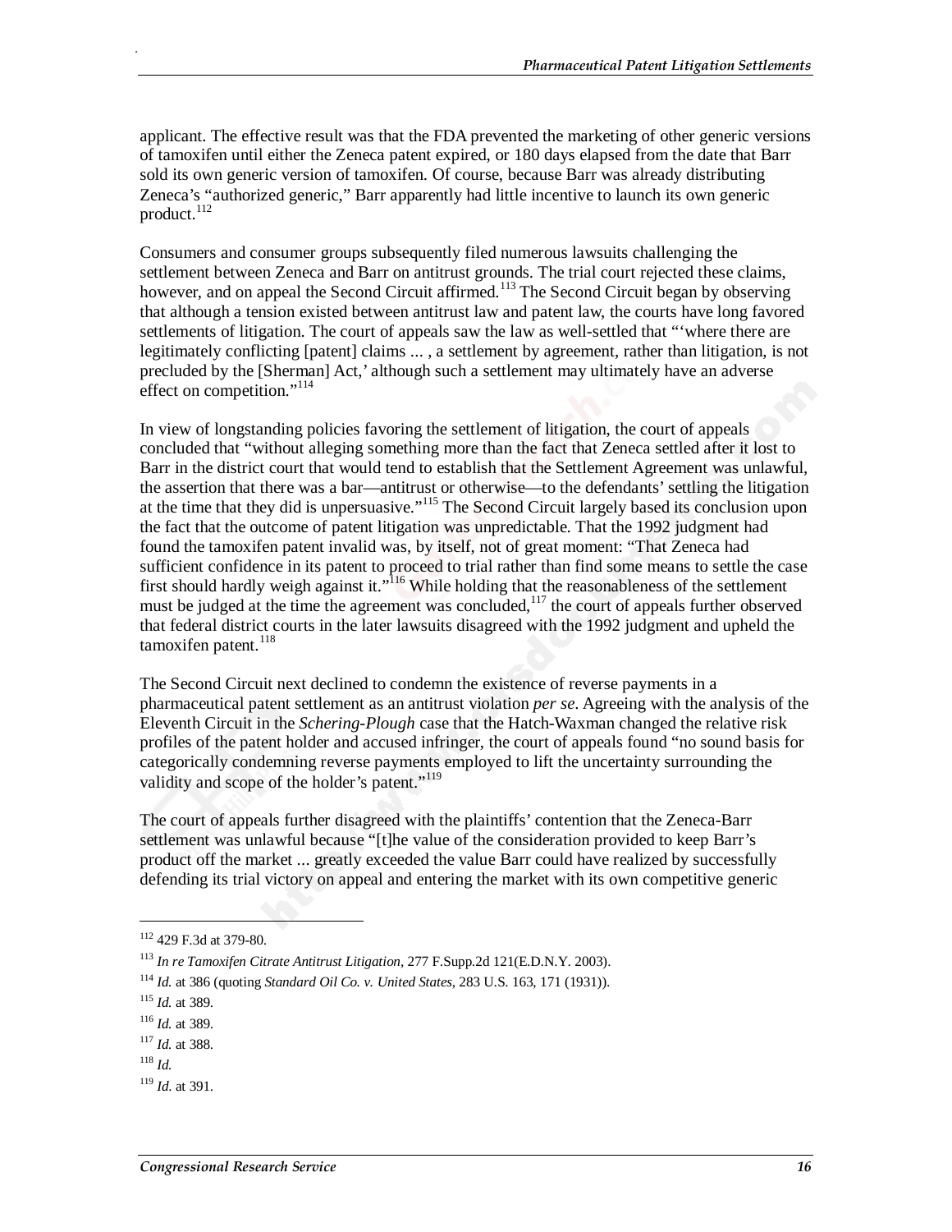applicant. The effective result was that the FDA prevented the marketing of other generic versions of tamoxifen until either the Zeneca patent expired, or 180 days elapsed from the date that Barr sold its own generic version of tamoxifen. Of course, because Barr was already distributing Zeneca's "authorized generic," Barr apparently had little incentive to launch its own generic product.[112]

Consumers and consumer groups subsequently filed numerous lawsuits challenging the settlement between Zeneca and Barr on antitrust grounds. The trial court rejected these claims, however, and on appeal the Second Circuit affirmed.[113] The Second Circuit began by observing that although a tension existed between antitrust law and patent law, the courts have long favored settlements of litigation. The court of appeals saw the law as well-settled that "'where there are legitimately conflicting [patent] claims ... , a settlement by agreement, rather than litigation, is not precluded by the [Sherman] Act,' although such a settlement may ultimately have an adverse effect on competition."[114]

In view of longstanding policies favoring the settlement of litigation, the court of appeals concluded that "without alleging something more than the fact that Zeneca settled after it lost to Barr in the district court that would tend to establish that the Settlement Agreement was unlawful, the assertion that there was a bar—antitrust or otherwise—to the defendants' settling the litigation at the time that they did is unpersuasive."[115] The Second Circuit largely based its conclusion upon the fact that the outcome of patent litigation was unpredictable. That the 1992 judgment had found the tamoxifen patent invalid was, by itself, not of great moment: "That Zeneca had sufficient confidence in its patent to proceed to trial rather than find some means to settle the case first should hardly weigh against it."[116] While holding that the reasonableness of the settlement must be judged at the time the agreement was concluded,[117] the court of appeals further observed that federal district courts in the later lawsuits disagreed with the 1992 judgment and upheld the tamoxifen patent.[118]

The Second Circuit next declined to condemn the existence of reverse payments in a pharmaceutical patent settlement as an antitrust violation *per se*. Agreeing with the analysis of the Eleventh Circuit in the *Schering-Plough* case that the Hatch-Waxman changed the relative risk profiles of the patent holder and accused infringer, the court of appeals found "no sound basis for categorically condemning reverse payments employed to lift the uncertainty surrounding the validity and scope of the holder's patent."[119]

The court of appeals further disagreed with the plaintiffs' contention that the Zeneca-Barr settlement was unlawful because "[t]he value of the consideration provided to keep Barr's product off the market ... greatly exceeded the value Barr could have realized by successfully defending its trial victory on appeal and entering the market with its own competitive generic

---

[112] 429 F.3d at 379-80.

[113] *In re Tamoxifen Citrate Antitrust Litigation*, 277 F.Supp.2d 121(E.D.N.Y. 2003).

[114] *Id.* at 386 (quoting *Standard Oil Co. v. United States*, 283 U.S. 163, 171 (1931)).

[115] *Id.* at 389.

[116] *Id.* at 389.

[117] *Id.* at 388.

[118] *Id.*

[119] *Id.* at 391.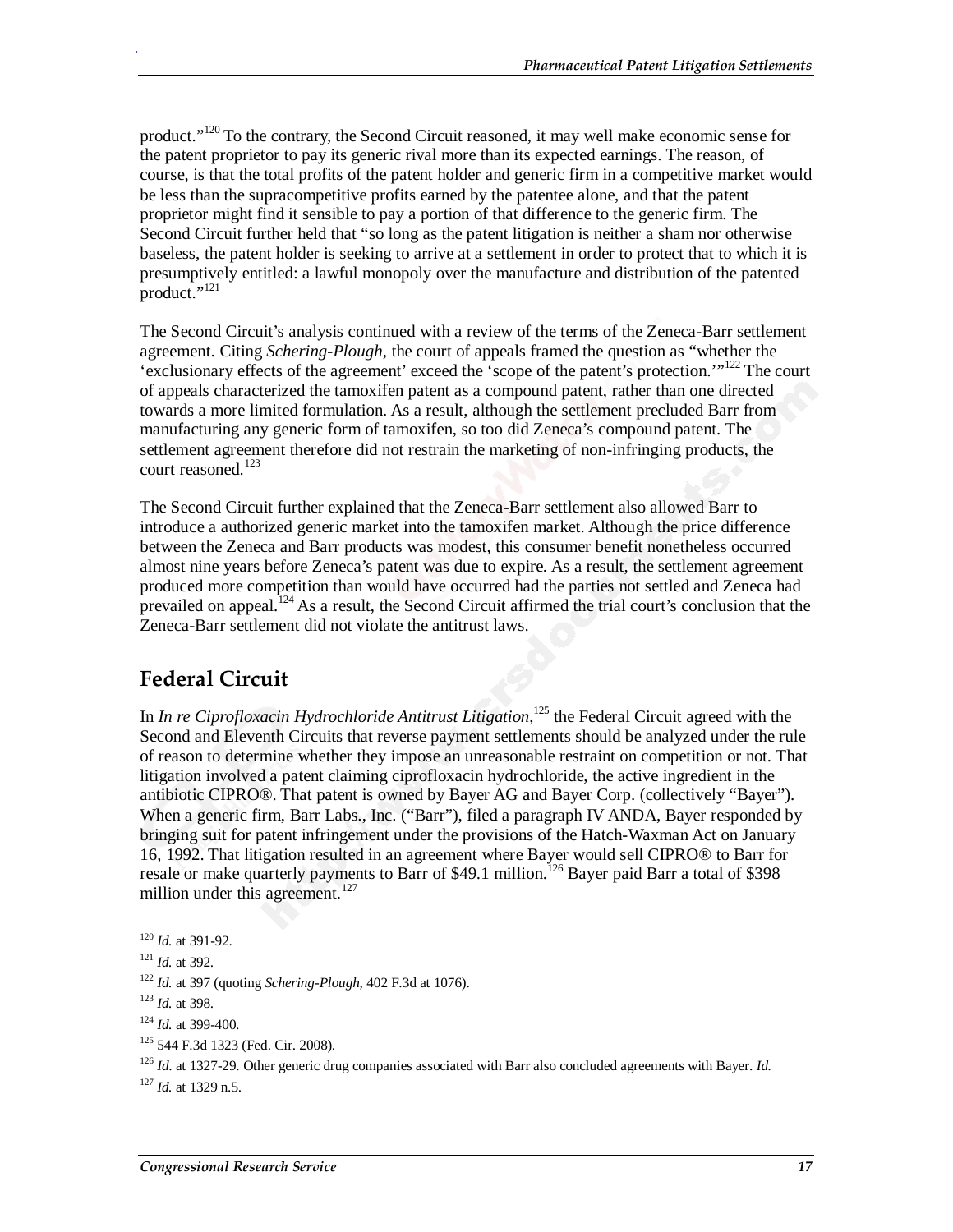product."[120] To the contrary, the Second Circuit reasoned, it may well make economic sense for the patent proprietor to pay its generic rival more than its expected earnings. The reason, of course, is that the total profits of the patent holder and generic firm in a competitive market would be less than the supracompetitive profits earned by the patentee alone, and that the patent proprietor might find it sensible to pay a portion of that difference to the generic firm. The Second Circuit further held that "so long as the patent litigation is neither a sham nor otherwise baseless, the patent holder is seeking to arrive at a settlement in order to protect that to which it is presumptively entitled: a lawful monopoly over the manufacture and distribution of the patented product."[121]

The Second Circuit's analysis continued with a review of the terms of the Zeneca-Barr settlement agreement. Citing *Schering-Plough*, the court of appeals framed the question as "whether the 'exclusionary effects of the agreement' exceed the 'scope of the patent's protection.'"[122] The court of appeals characterized the tamoxifen patent as a compound patent, rather than one directed towards a more limited formulation. As a result, although the settlement precluded Barr from manufacturing any generic form of tamoxifen, so too did Zeneca's compound patent. The settlement agreement therefore did not restrain the marketing of non-infringing products, the court reasoned.[123]

The Second Circuit further explained that the Zeneca-Barr settlement also allowed Barr to introduce a authorized generic market into the tamoxifen market. Although the price difference between the Zeneca and Barr products was modest, this consumer benefit nonetheless occurred almost nine years before Zeneca's patent was due to expire. As a result, the settlement agreement produced more competition than would have occurred had the parties not settled and Zeneca had prevailed on appeal.[124] As a result, the Second Circuit affirmed the trial court's conclusion that the Zeneca-Barr settlement did not violate the antitrust laws.

## Federal Circuit

In *In re Ciprofloxacin Hydrochloride Antitrust Litigation*,[125] the Federal Circuit agreed with the Second and Eleventh Circuits that reverse payment settlements should be analyzed under the rule of reason to determine whether they impose an unreasonable restraint on competition or not. That litigation involved a patent claiming ciprofloxacin hydrochloride, the active ingredient in the antibiotic CIPRO®. That patent is owned by Bayer AG and Bayer Corp. (collectively "Bayer"). When a generic firm, Barr Labs., Inc. ("Barr"), filed a paragraph IV ANDA, Bayer responded by bringing suit for patent infringement under the provisions of the Hatch-Waxman Act on January 16, 1992. That litigation resulted in an agreement where Bayer would sell CIPRO® to Barr for resale or make quarterly payments to Barr of $49.1 million.[126] Bayer paid Barr a total of $398 million under this agreement.[127]

---

[120] *Id.* at 391-92.

[121] *Id.* at 392.

[122] *Id.* at 397 (quoting *Schering-Plough*, 402 F.3d at 1076).

[123] *Id.* at 398.

[124] *Id.* at 399-400.

[125] 544 F.3d 1323 (Fed. Cir. 2008).

[126] *Id.* at 1327-29. Other generic drug companies associated with Barr also concluded agreements with Bayer. *Id.*

[127] *Id.* at 1329 n.5.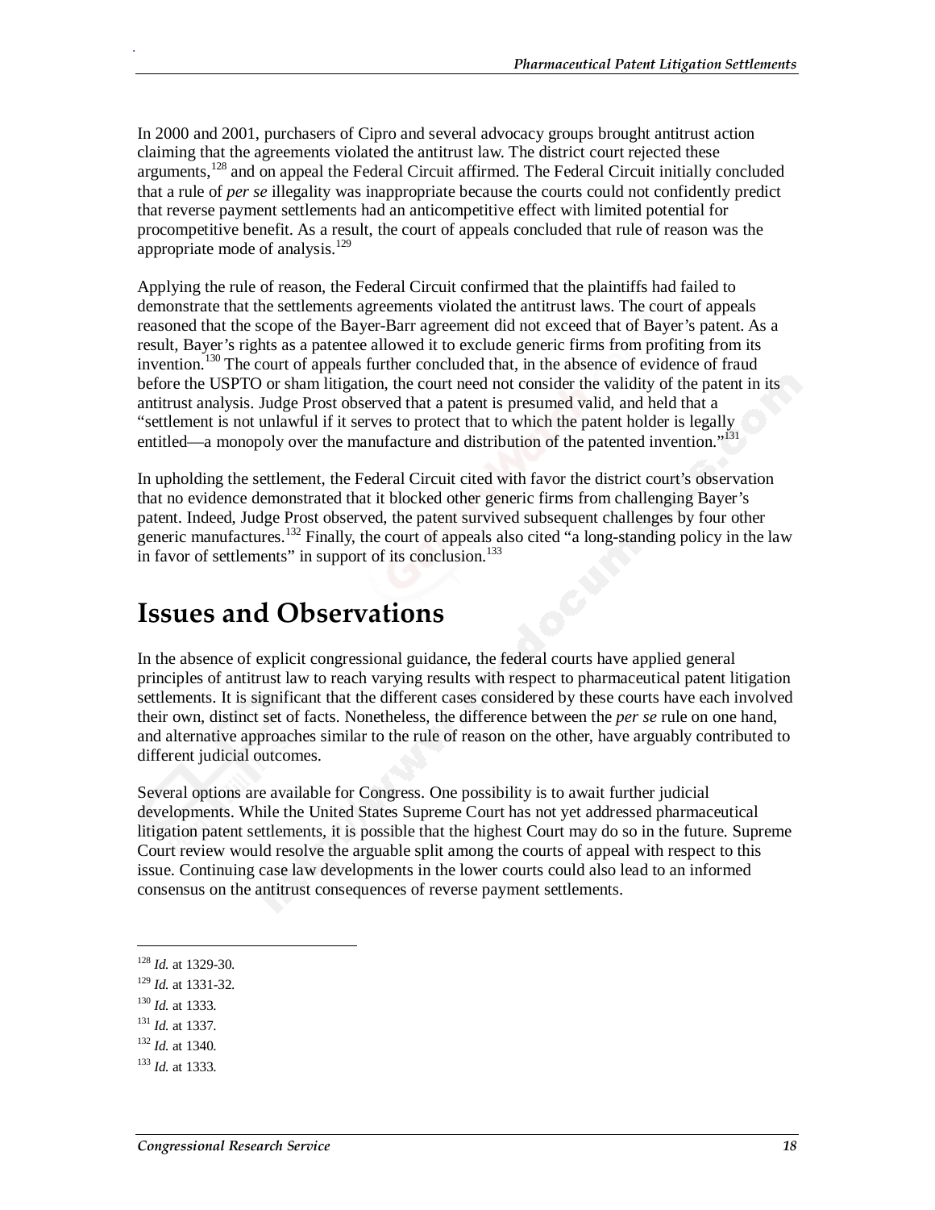In 2000 and 2001, purchasers of Cipro and several advocacy groups brought antitrust action claiming that the agreements violated the antitrust law. The district court rejected these arguments,[128] and on appeal the Federal Circuit affirmed. The Federal Circuit initially concluded that a rule of *per se* illegality was inappropriate because the courts could not confidently predict that reverse payment settlements had an anticompetitive effect with limited potential for procompetitive benefit. As a result, the court of appeals concluded that rule of reason was the appropriate mode of analysis.[129]

Applying the rule of reason, the Federal Circuit confirmed that the plaintiffs had failed to demonstrate that the settlements agreements violated the antitrust laws. The court of appeals reasoned that the scope of the Bayer-Barr agreement did not exceed that of Bayer's patent. As a result, Bayer's rights as a patentee allowed it to exclude generic firms from profiting from its invention.[130] The court of appeals further concluded that, in the absence of evidence of fraud before the USPTO or sham litigation, the court need not consider the validity of the patent in its antitrust analysis. Judge Prost observed that a patent is presumed valid, and held that a "settlement is not unlawful if it serves to protect that to which the patent holder is legally entitled—a monopoly over the manufacture and distribution of the patented invention."[131]

In upholding the settlement, the Federal Circuit cited with favor the district court's observation that no evidence demonstrated that it blocked other generic firms from challenging Bayer's patent. Indeed, Judge Prost observed, the patent survived subsequent challenges by four other generic manufactures.[132] Finally, the court of appeals also cited "a long-standing policy in the law in favor of settlements" in support of its conclusion.[133]

# Issues and Observations

In the absence of explicit congressional guidance, the federal courts have applied general principles of antitrust law to reach varying results with respect to pharmaceutical patent litigation settlements. It is significant that the different cases considered by these courts have each involved their own, distinct set of facts. Nonetheless, the difference between the *per se* rule on one hand, and alternative approaches similar to the rule of reason on the other, have arguably contributed to different judicial outcomes.

Several options are available for Congress. One possibility is to await further judicial developments. While the United States Supreme Court has not yet addressed pharmaceutical litigation patent settlements, it is possible that the highest Court may do so in the future. Supreme Court review would resolve the arguable split among the courts of appeal with respect to this issue. Continuing case law developments in the lower courts could also lead to an informed consensus on the antitrust consequences of reverse payment settlements.

---

[128] *Id.* at 1329-30.

[129] *Id.* at 1331-32.

[130] *Id.* at 1333.

[131] *Id.* at 1337.

[132] *Id.* at 1340.

[133] *Id.* at 1333.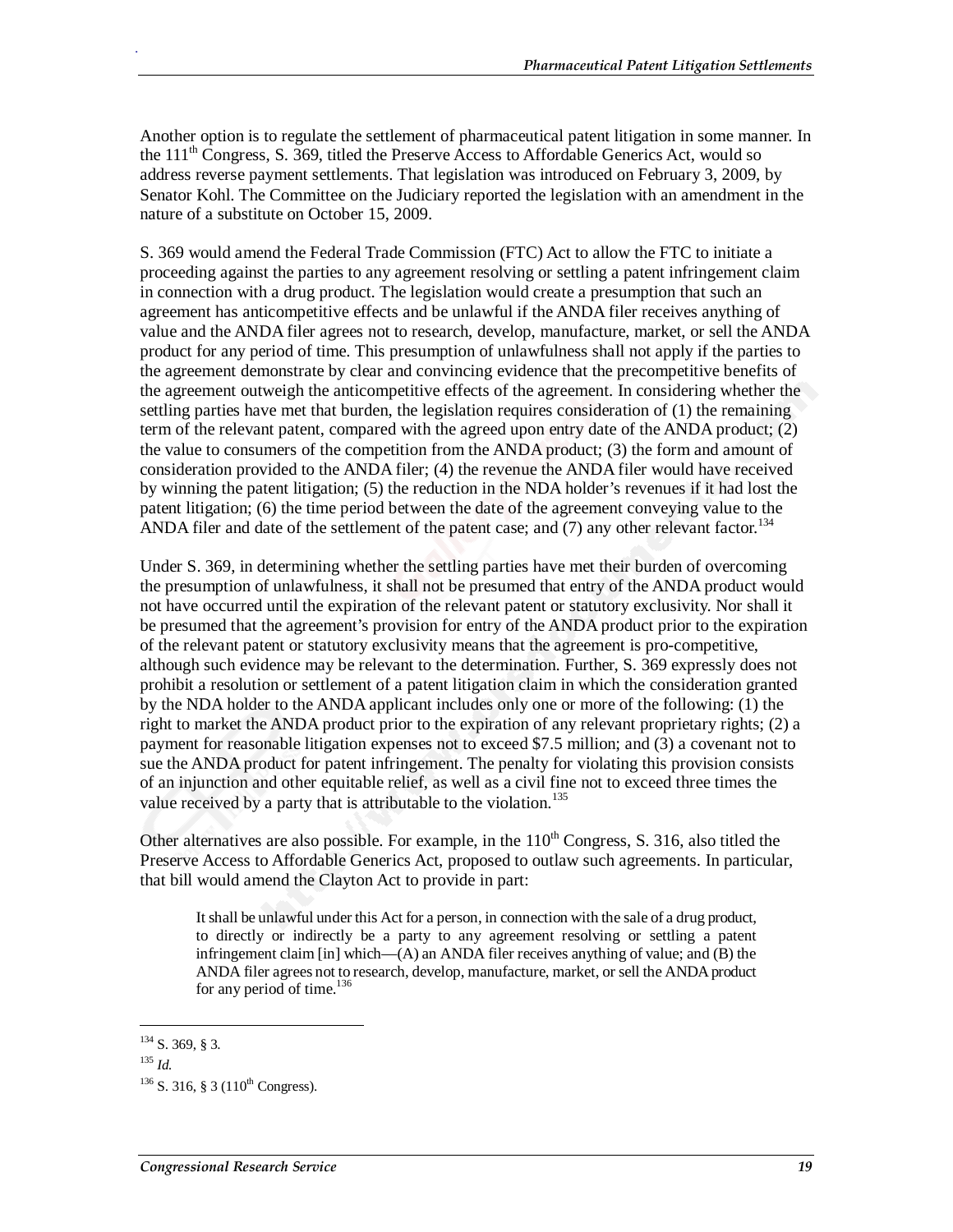Another option is to regulate the settlement of pharmaceutical patent litigation in some manner. In the 111th Congress, S. 369, titled the Preserve Access to Affordable Generics Act, would so address reverse payment settlements. That legislation was introduced on February 3, 2009, by Senator Kohl. The Committee on the Judiciary reported the legislation with an amendment in the nature of a substitute on October 15, 2009.

S. 369 would amend the Federal Trade Commission (FTC) Act to allow the FTC to initiate a proceeding against the parties to any agreement resolving or settling a patent infringement claim in connection with a drug product. The legislation would create a presumption that such an agreement has anticompetitive effects and be unlawful if the ANDA filer receives anything of value and the ANDA filer agrees not to research, develop, manufacture, market, or sell the ANDA product for any period of time. This presumption of unlawfulness shall not apply if the parties to the agreement demonstrate by clear and convincing evidence that the precompetitive benefits of the agreement outweigh the anticompetitive effects of the agreement. In considering whether the settling parties have met that burden, the legislation requires consideration of (1) the remaining term of the relevant patent, compared with the agreed upon entry date of the ANDA product; (2) the value to consumers of the competition from the ANDA product; (3) the form and amount of consideration provided to the ANDA filer; (4) the revenue the ANDA filer would have received by winning the patent litigation; (5) the reduction in the NDA holder's revenues if it had lost the patent litigation; (6) the time period between the date of the agreement conveying value to the ANDA filer and date of the settlement of the patent case; and (7) any other relevant factor.[134]

Under S. 369, in determining whether the settling parties have met their burden of overcoming the presumption of unlawfulness, it shall not be presumed that entry of the ANDA product would not have occurred until the expiration of the relevant patent or statutory exclusivity. Nor shall it be presumed that the agreement's provision for entry of the ANDA product prior to the expiration of the relevant patent or statutory exclusivity means that the agreement is pro-competitive, although such evidence may be relevant to the determination. Further, S. 369 expressly does not prohibit a resolution or settlement of a patent litigation claim in which the consideration granted by the NDA holder to the ANDA applicant includes only one or more of the following: (1) the right to market the ANDA product prior to the expiration of any relevant proprietary rights; (2) a payment for reasonable litigation expenses not to exceed $7.5 million; and (3) a covenant not to sue the ANDA product for patent infringement. The penalty for violating this provision consists of an injunction and other equitable relief, as well as a civil fine not to exceed three times the value received by a party that is attributable to the violation.[135]

Other alternatives are also possible. For example, in the 110th Congress, S. 316, also titled the Preserve Access to Affordable Generics Act, proposed to outlaw such agreements. In particular, that bill would amend the Clayton Act to provide in part:

> It shall be unlawful under this Act for a person, in connection with the sale of a drug product, to directly or indirectly be a party to any agreement resolving or settling a patent infringement claim [in] which—(A) an ANDA filer receives anything of value; and (B) the ANDA filer agrees not to research, develop, manufacture, market, or sell the ANDA product for any period of time.[136]

---

[134] S. 369, § 3.

[135] *Id.*

[136] S. 316, § 3 (110th Congress).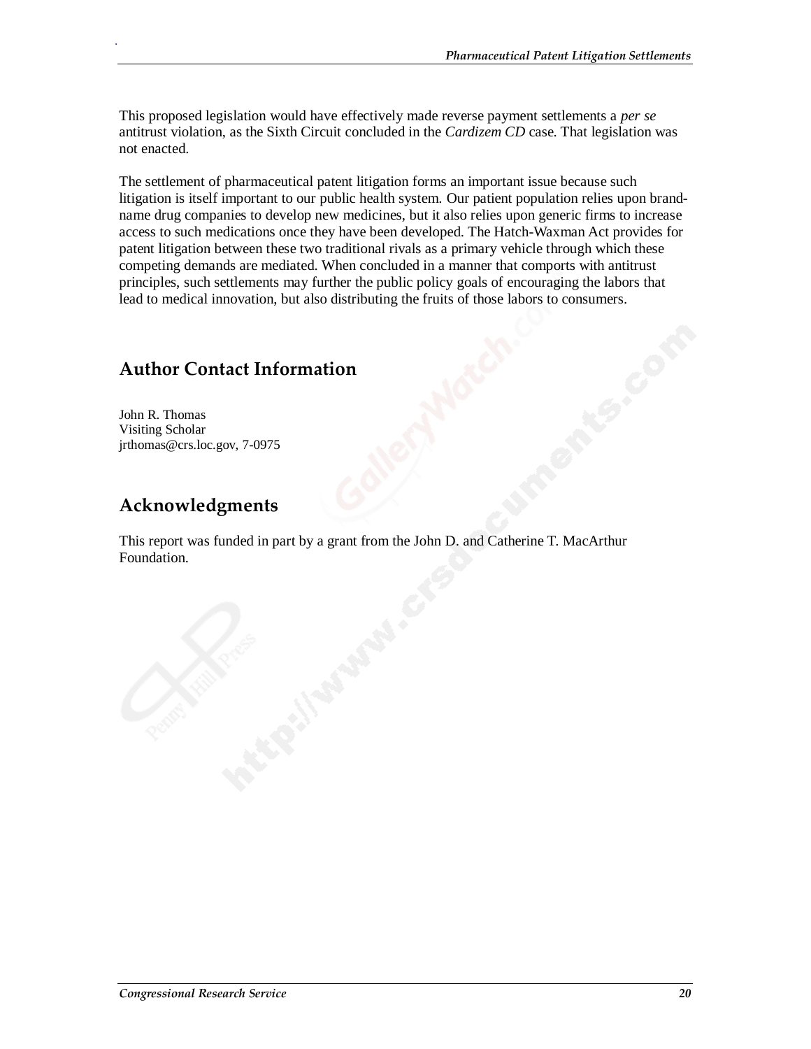This proposed legislation would have effectively made reverse payment settlements a *per se* antitrust violation, as the Sixth Circuit concluded in the *Cardizem CD* case. That legislation was not enacted.

The settlement of pharmaceutical patent litigation forms an important issue because such litigation is itself important to our public health system. Our patient population relies upon brand-name drug companies to develop new medicines, but it also relies upon generic firms to increase access to such medications once they have been developed. The Hatch-Waxman Act provides for patent litigation between these two traditional rivals as a primary vehicle through which these competing demands are mediated. When concluded in a manner that comports with antitrust principles, such settlements may further the public policy goals of encouraging the labors that lead to medical innovation, but also distributing the fruits of those labors to consumers.

## Author Contact Information

John R. Thomas
Visiting Scholar
jrthomas@crs.loc.gov, 7-0975

## Acknowledgments

This report was funded in part by a grant from the John D. and Catherine T. MacArthur Foundation.